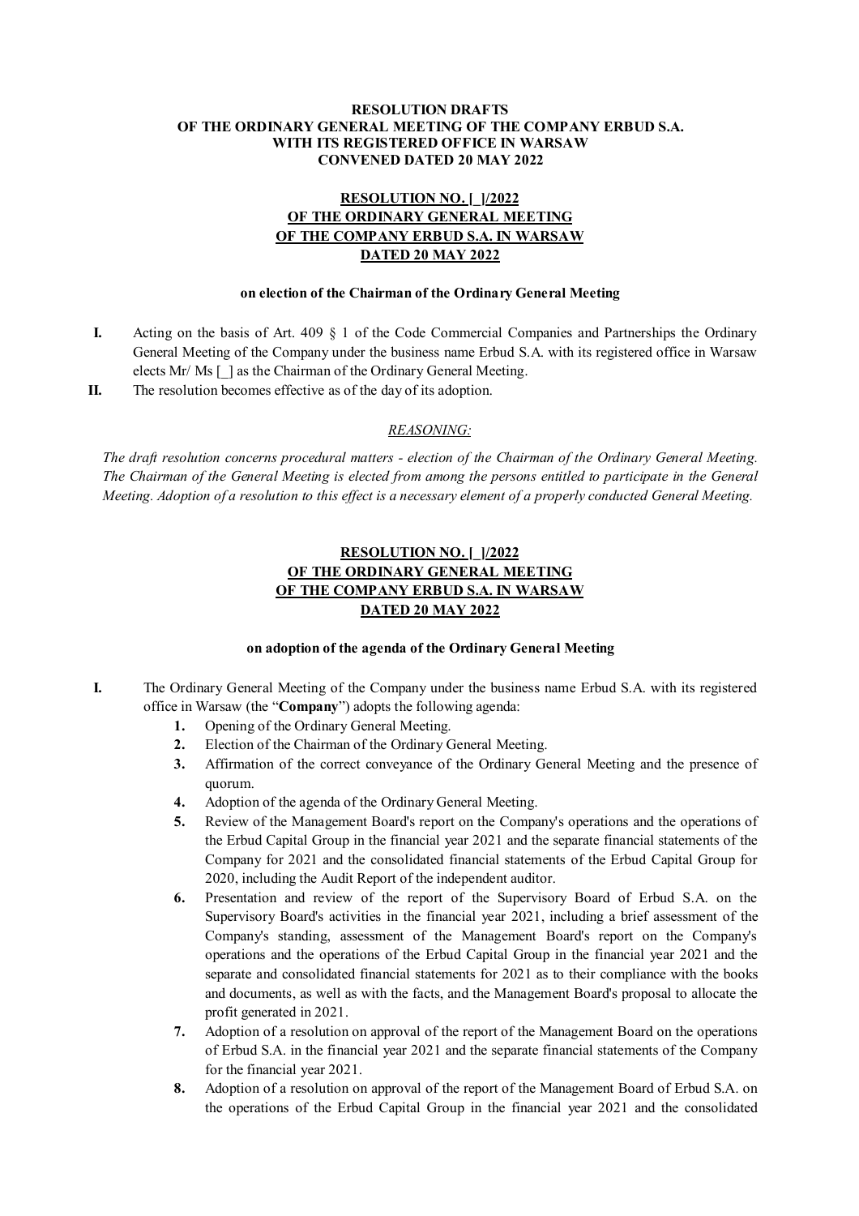**RESOLUTION DRAFTS**
**OF THE ORDINARY GENERAL MEETING OF THE COMPANY ERBUD S.A.**
**WITH ITS REGISTERED OFFICE IN WARSAW**
**CONVENED DATED 20 MAY 2022**

**RESOLUTION NO. [_]/2022**
**OF THE ORDINARY GENERAL MEETING**
**OF THE COMPANY ERBUD S.A. IN WARSAW**
**DATED 20 MAY 2022**

**on election of the Chairman of the Ordinary General Meeting**

**I.** Acting on the basis of Art. 409 § 1 of the Code Commercial Companies and Partnerships the Ordinary General Meeting of the Company under the business name Erbud S.A. with its registered office in Warsaw elects Mr/ Ms [_] as the Chairman of the Ordinary General Meeting.

**II.** The resolution becomes effective as of the day of its adoption.

*REASONING:*

*The draft resolution concerns procedural matters - election of the Chairman of the Ordinary General Meeting. The Chairman of the General Meeting is elected from among the persons entitled to participate in the General Meeting. Adoption of a resolution to this effect is a necessary element of a properly conducted General Meeting.*

**RESOLUTION NO. [_]/2022**
**OF THE ORDINARY GENERAL MEETING**
**OF THE COMPANY ERBUD S.A. IN WARSAW**
**DATED 20 MAY 2022**

**on adoption of the agenda of the Ordinary General Meeting**

**I.** The Ordinary General Meeting of the Company under the business name Erbud S.A. with its registered office in Warsaw (the "**Company**") adopts the following agenda:

1. Opening of the Ordinary General Meeting.
2. Election of the Chairman of the Ordinary General Meeting.
3. Affirmation of the correct conveyance of the Ordinary General Meeting and the presence of quorum.
4. Adoption of the agenda of the Ordinary General Meeting.
5. Review of the Management Board's report on the Company's operations and the operations of the Erbud Capital Group in the financial year 2021 and the separate financial statements of the Company for 2021 and the consolidated financial statements of the Erbud Capital Group for 2020, including the Audit Report of the independent auditor.
6. Presentation and review of the report of the Supervisory Board of Erbud S.A. on the Supervisory Board's activities in the financial year 2021, including a brief assessment of the Company's standing, assessment of the Management Board's report on the Company's operations and the operations of the Erbud Capital Group in the financial year 2021 and the separate and consolidated financial statements for 2021 as to their compliance with the books and documents, as well as with the facts, and the Management Board's proposal to allocate the profit generated in 2021.
7. Adoption of a resolution on approval of the report of the Management Board on the operations of Erbud S.A. in the financial year 2021 and the separate financial statements of the Company for the financial year 2021.
8. Adoption of a resolution on approval of the report of the Management Board of Erbud S.A. on the operations of the Erbud Capital Group in the financial year 2021 and the consolidated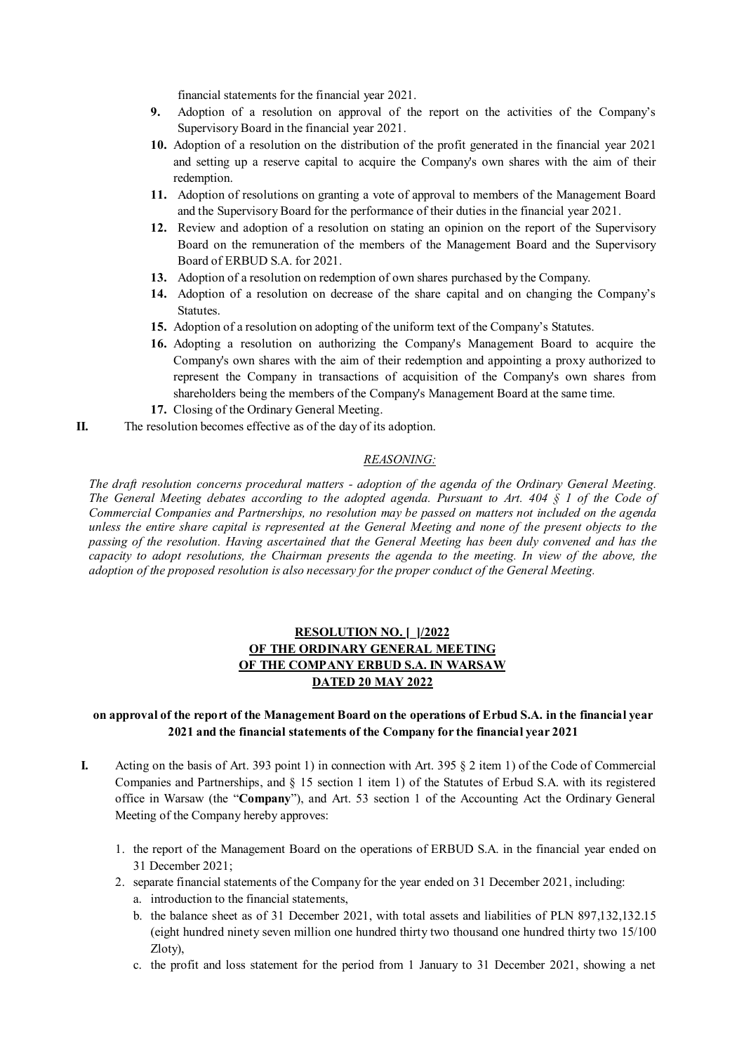financial statements for the financial year 2021.

9. Adoption of a resolution on approval of the report on the activities of the Company's Supervisory Board in the financial year 2021.
10. Adoption of a resolution on the distribution of the profit generated in the financial year 2021 and setting up a reserve capital to acquire the Company's own shares with the aim of their redemption.
11. Adoption of resolutions on granting a vote of approval to members of the Management Board and the Supervisory Board for the performance of their duties in the financial year 2021.
12. Review and adoption of a resolution on stating an opinion on the report of the Supervisory Board on the remuneration of the members of the Management Board and the Supervisory Board of ERBUD S.A. for 2021.
13. Adoption of a resolution on redemption of own shares purchased by the Company.
14. Adoption of a resolution on decrease of the share capital and on changing the Company's Statutes.
15. Adoption of a resolution on adopting of the uniform text of the Company's Statutes.
16. Adopting a resolution on authorizing the Company's Management Board to acquire the Company's own shares with the aim of their redemption and appointing a proxy authorized to represent the Company in transactions of acquisition of the Company's own shares from shareholders being the members of the Company's Management Board at the same time.
17. Closing of the Ordinary General Meeting.

**II.** The resolution becomes effective as of the day of its adoption.

*REASONING:*

*The draft resolution concerns procedural matters - adoption of the agenda of the Ordinary General Meeting. The General Meeting debates according to the adopted agenda. Pursuant to Art. 404 § 1 of the Code of Commercial Companies and Partnerships, no resolution may be passed on matters not included on the agenda unless the entire share capital is represented at the General Meeting and none of the present objects to the passing of the resolution. Having ascertained that the General Meeting has been duly convened and has the capacity to adopt resolutions, the Chairman presents the agenda to the meeting. In view of the above, the adoption of the proposed resolution is also necessary for the proper conduct of the General Meeting.*

**RESOLUTION NO. [ ]/2022**
**OF THE ORDINARY GENERAL MEETING**
**OF THE COMPANY ERBUD S.A. IN WARSAW**
**DATED 20 MAY 2022**

**on approval of the report of the Management Board on the operations of Erbud S.A. in the financial year 2021 and the financial statements of the Company for the financial year 2021**

**I.** Acting on the basis of Art. 393 point 1) in connection with Art. 395 § 2 item 1) of the Code of Commercial Companies and Partnerships, and § 15 section 1 item 1) of the Statutes of Erbud S.A. with its registered office in Warsaw (the "**Company**"), and Art. 53 section 1 of the Accounting Act the Ordinary General Meeting of the Company hereby approves:

1. the report of the Management Board on the operations of ERBUD S.A. in the financial year ended on 31 December 2021;
2. separate financial statements of the Company for the year ended on 31 December 2021, including:
   a. introduction to the financial statements,
   b. the balance sheet as of 31 December 2021, with total assets and liabilities of PLN 897,132,132.15 (eight hundred ninety seven million one hundred thirty two thousand one hundred thirty two 15/100 Zloty),
   c. the profit and loss statement for the period from 1 January to 31 December 2021, showing a net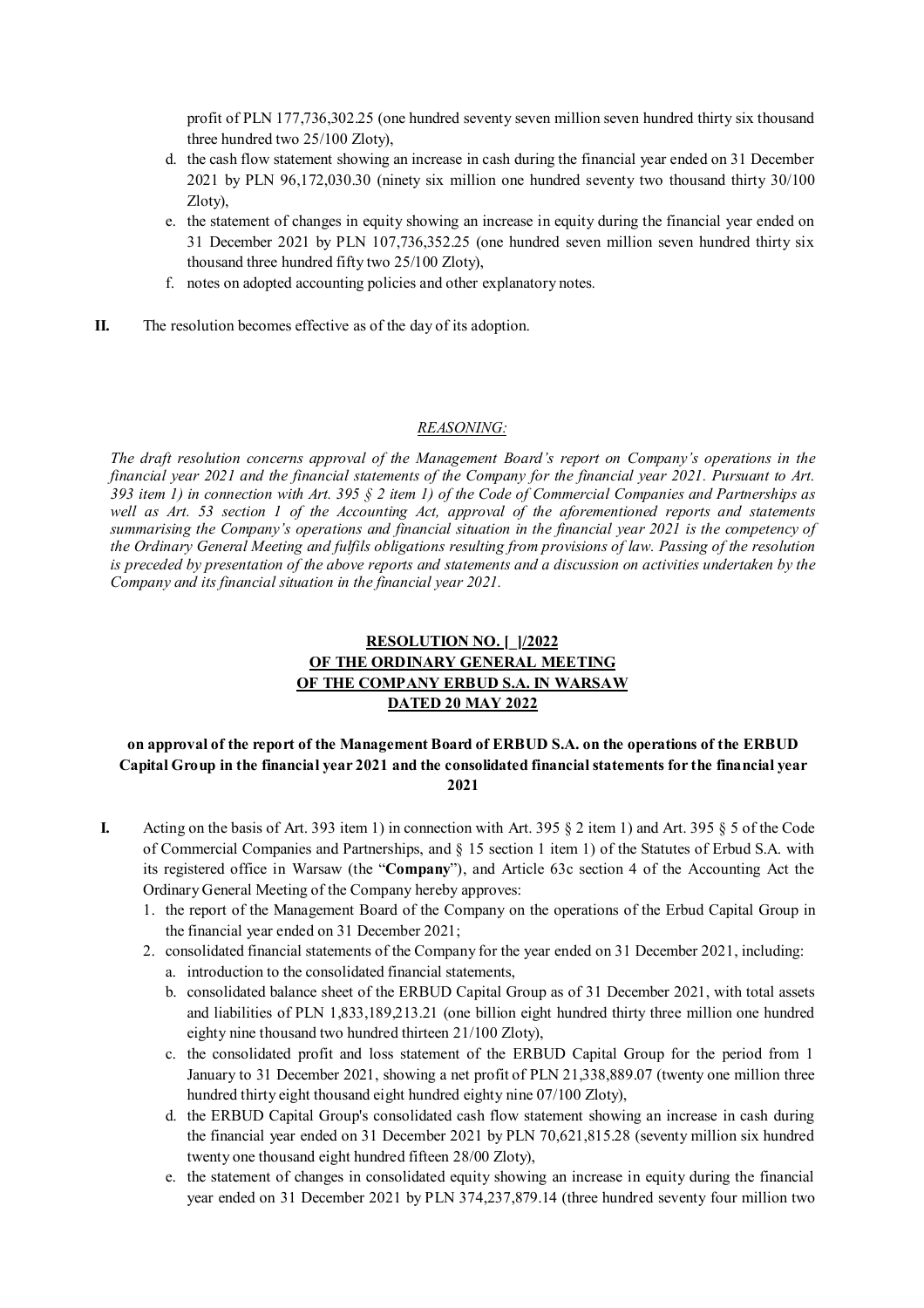profit of PLN 177,736,302.25 (one hundred seventy seven million seven hundred thirty six thousand three hundred two 25/100 Zloty),

d. the cash flow statement showing an increase in cash during the financial year ended on 31 December 2021 by PLN 96,172,030.30 (ninety six million one hundred seventy two thousand thirty 30/100 Zloty),

e. the statement of changes in equity showing an increase in equity during the financial year ended on 31 December 2021 by PLN 107,736,352.25 (one hundred seven million seven hundred thirty six thousand three hundred fifty two 25/100 Zloty),

f. notes on adopted accounting policies and other explanatory notes.

**II.** The resolution becomes effective as of the day of its adoption.

*REASONING:*

*The draft resolution concerns approval of the Management Board's report on Company's operations in the financial year 2021 and the financial statements of the Company for the financial year 2021. Pursuant to Art. 393 item 1) in connection with Art. 395 § 2 item 1) of the Code of Commercial Companies and Partnerships as well as Art. 53 section 1 of the Accounting Act, approval of the aforementioned reports and statements summarising the Company's operations and financial situation in the financial year 2021 is the competency of the Ordinary General Meeting and fulfils obligations resulting from provisions of law. Passing of the resolution is preceded by presentation of the above reports and statements and a discussion on activities undertaken by the Company and its financial situation in the financial year 2021.*

**RESOLUTION NO. [ ]/2022**
**OF THE ORDINARY GENERAL MEETING**
**OF THE COMPANY ERBUD S.A. IN WARSAW**
**DATED 20 MAY 2022**

**on approval of the report of the Management Board of ERBUD S.A. on the operations of the ERBUD Capital Group in the financial year 2021 and the consolidated financial statements for the financial year 2021**

**I.** Acting on the basis of Art. 393 item 1) in connection with Art. 395 § 2 item 1) and Art. 395 § 5 of the Code of Commercial Companies and Partnerships, and § 15 section 1 item 1) of the Statutes of Erbud S.A. with its registered office in Warsaw (the "**Company**"), and Article 63c section 4 of the Accounting Act the Ordinary General Meeting of the Company hereby approves:

1. the report of the Management Board of the Company on the operations of the Erbud Capital Group in the financial year ended on 31 December 2021;
2. consolidated financial statements of the Company for the year ended on 31 December 2021, including:
   a. introduction to the consolidated financial statements,
   b. consolidated balance sheet of the ERBUD Capital Group as of 31 December 2021, with total assets and liabilities of PLN 1,833,189,213.21 (one billion eight hundred thirty three million one hundred eighty nine thousand two hundred thirteen 21/100 Zloty),
   c. the consolidated profit and loss statement of the ERBUD Capital Group for the period from 1 January to 31 December 2021, showing a net profit of PLN 21,338,889.07 (twenty one million three hundred thirty eight thousand eight hundred eighty nine 07/100 Zloty),
   d. the ERBUD Capital Group's consolidated cash flow statement showing an increase in cash during the financial year ended on 31 December 2021 by PLN 70,621,815.28 (seventy million six hundred twenty one thousand eight hundred fifteen 28/00 Zloty),
   e. the statement of changes in consolidated equity showing an increase in equity during the financial year ended on 31 December 2021 by PLN 374,237,879.14 (three hundred seventy four million two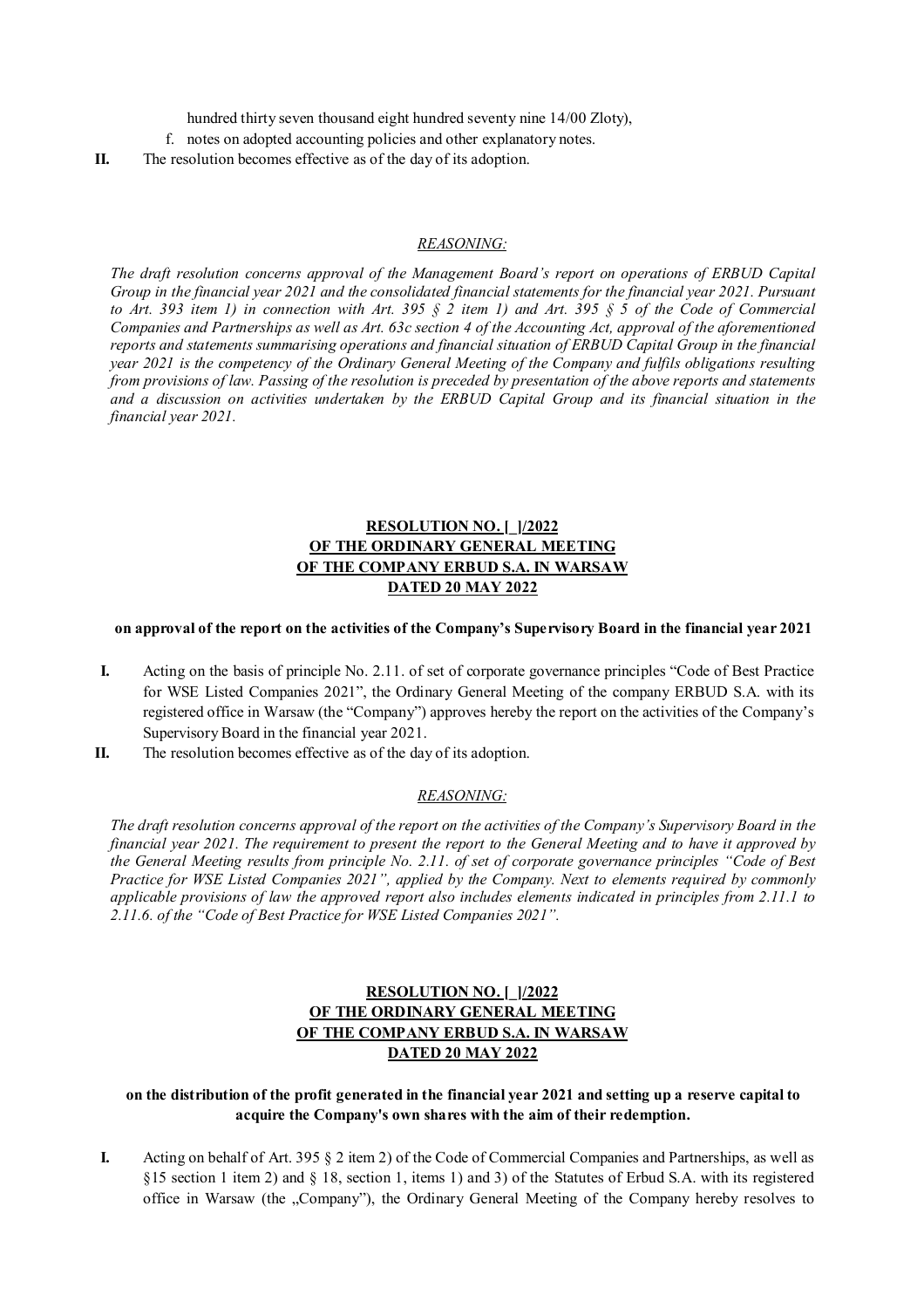hundred thirty seven thousand eight hundred seventy nine 14/00 Zloty),

f. notes on adopted accounting policies and other explanatory notes.

**II.** The resolution becomes effective as of the day of its adoption.

*REASONING:*

*The draft resolution concerns approval of the Management Board's report on operations of ERBUD Capital Group in the financial year 2021 and the consolidated financial statements for the financial year 2021. Pursuant to Art. 393 item 1) in connection with Art. 395 § 2 item 1) and Art. 395 § 5 of the Code of Commercial Companies and Partnerships as well as Art. 63c section 4 of the Accounting Act, approval of the aforementioned reports and statements summarising operations and financial situation of ERBUD Capital Group in the financial year 2021 is the competency of the Ordinary General Meeting of the Company and fulfils obligations resulting from provisions of law. Passing of the resolution is preceded by presentation of the above reports and statements and a discussion on activities undertaken by the ERBUD Capital Group and its financial situation in the financial year 2021.*

**RESOLUTION NO. [ ]/2022**
**OF THE ORDINARY GENERAL MEETING**
**OF THE COMPANY ERBUD S.A. IN WARSAW**
**DATED 20 MAY 2022**

**on approval of the report on the activities of the Company's Supervisory Board in the financial year 2021**

**I.** Acting on the basis of principle No. 2.11. of set of corporate governance principles "Code of Best Practice for WSE Listed Companies 2021", the Ordinary General Meeting of the company ERBUD S.A. with its registered office in Warsaw (the "Company") approves hereby the report on the activities of the Company's Supervisory Board in the financial year 2021.

**II.** The resolution becomes effective as of the day of its adoption.

*REASONING:*

*The draft resolution concerns approval of the report on the activities of the Company's Supervisory Board in the financial year 2021. The requirement to present the report to the General Meeting and to have it approved by the General Meeting results from principle No. 2.11. of set of corporate governance principles "Code of Best Practice for WSE Listed Companies 2021", applied by the Company. Next to elements required by commonly applicable provisions of law the approved report also includes elements indicated in principles from 2.11.1 to 2.11.6. of the "Code of Best Practice for WSE Listed Companies 2021".*

**RESOLUTION NO. [ ]/2022**
**OF THE ORDINARY GENERAL MEETING**
**OF THE COMPANY ERBUD S.A. IN WARSAW**
**DATED 20 MAY 2022**

**on the distribution of the profit generated in the financial year 2021 and setting up a reserve capital to acquire the Company's own shares with the aim of their redemption.**

**I.** Acting on behalf of Art. 395 § 2 item 2) of the Code of Commercial Companies and Partnerships, as well as §15 section 1 item 2) and § 18, section 1, items 1) and 3) of the Statutes of Erbud S.A. with its registered office in Warsaw (the „Company"), the Ordinary General Meeting of the Company hereby resolves to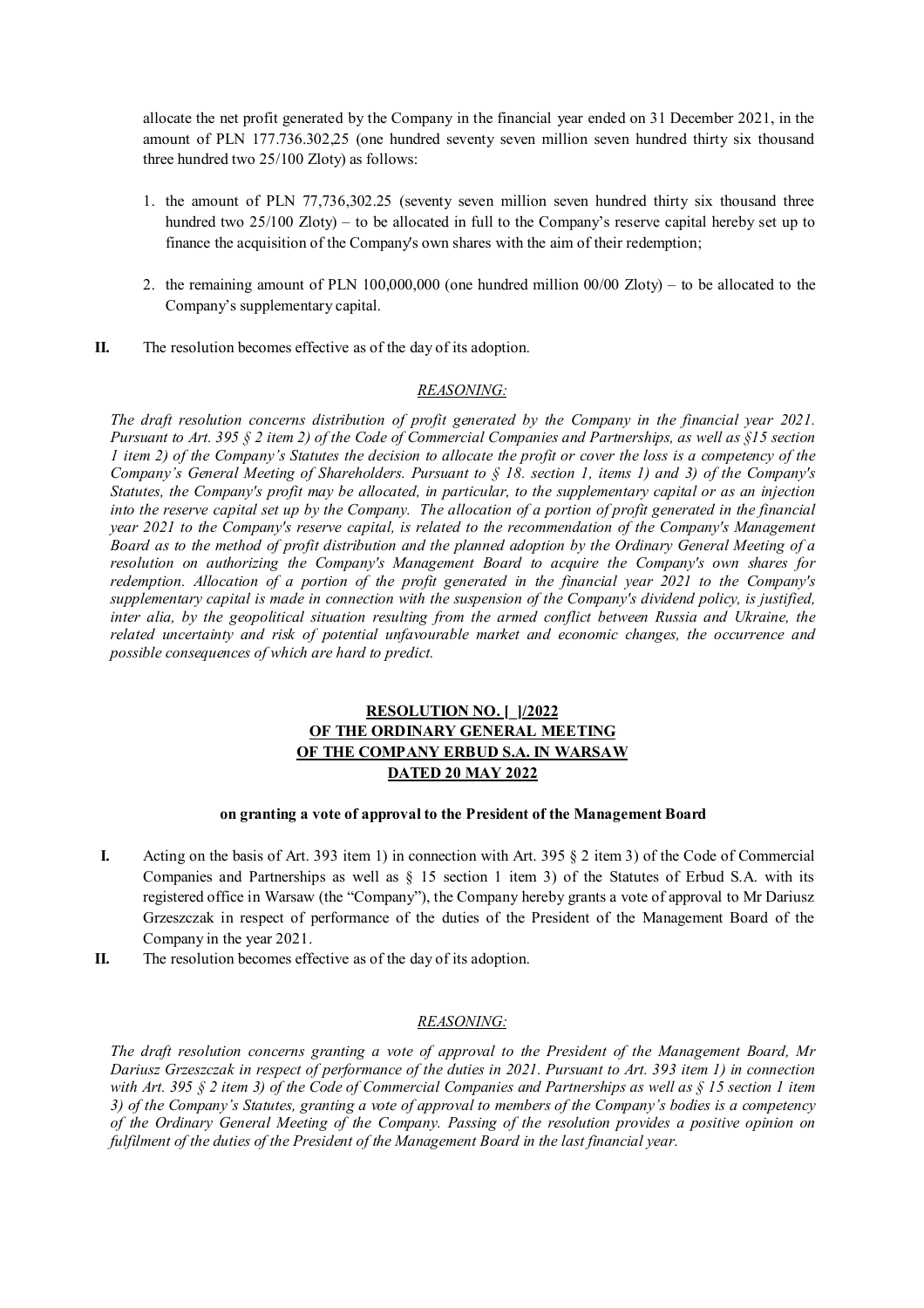allocate the net profit generated by the Company in the financial year ended on 31 December 2021, in the amount of PLN 177.736.302,25 (one hundred seventy seven million seven hundred thirty six thousand three hundred two 25/100 Zloty) as follows:

1. the amount of PLN 77,736,302.25 (seventy seven million seven hundred thirty six thousand three hundred two 25/100 Zloty) – to be allocated in full to the Company's reserve capital hereby set up to finance the acquisition of the Company's own shares with the aim of their redemption;

2. the remaining amount of PLN 100,000,000 (one hundred million 00/00 Zloty) – to be allocated to the Company's supplementary capital.

**II.** The resolution becomes effective as of the day of its adoption.

*REASONING:*

*The draft resolution concerns distribution of profit generated by the Company in the financial year 2021. Pursuant to Art. 395 § 2 item 2) of the Code of Commercial Companies and Partnerships, as well as §15 section 1 item 2) of the Company's Statutes the decision to allocate the profit or cover the loss is a competency of the Company's General Meeting of Shareholders. Pursuant to § 18. section 1, items 1) and 3) of the Company's Statutes, the Company's profit may be allocated, in particular, to the supplementary capital or as an injection into the reserve capital set up by the Company. The allocation of a portion of profit generated in the financial year 2021 to the Company's reserve capital, is related to the recommendation of the Company's Management Board as to the method of profit distribution and the planned adoption by the Ordinary General Meeting of a resolution on authorizing the Company's Management Board to acquire the Company's own shares for redemption. Allocation of a portion of the profit generated in the financial year 2021 to the Company's supplementary capital is made in connection with the suspension of the Company's dividend policy, is justified, inter alia, by the geopolitical situation resulting from the armed conflict between Russia and Ukraine, the related uncertainty and risk of potential unfavourable market and economic changes, the occurrence and possible consequences of which are hard to predict.*

**RESOLUTION NO. [ ]/2022**
**OF THE ORDINARY GENERAL MEETING**
**OF THE COMPANY ERBUD S.A. IN WARSAW**
**DATED 20 MAY 2022**

**on granting a vote of approval to the President of the Management Board**

**I.** Acting on the basis of Art. 393 item 1) in connection with Art. 395 § 2 item 3) of the Code of Commercial Companies and Partnerships as well as § 15 section 1 item 3) of the Statutes of Erbud S.A. with its registered office in Warsaw (the "Company"), the Company hereby grants a vote of approval to Mr Dariusz Grzeszczak in respect of performance of the duties of the President of the Management Board of the Company in the year 2021.

**II.** The resolution becomes effective as of the day of its adoption.

*REASONING:*

*The draft resolution concerns granting a vote of approval to the President of the Management Board, Mr Dariusz Grzeszczak in respect of performance of the duties in 2021. Pursuant to Art. 393 item 1) in connection with Art. 395 § 2 item 3) of the Code of Commercial Companies and Partnerships as well as § 15 section 1 item 3) of the Company's Statutes, granting a vote of approval to members of the Company's bodies is a competency of the Ordinary General Meeting of the Company. Passing of the resolution provides a positive opinion on fulfilment of the duties of the President of the Management Board in the last financial year.*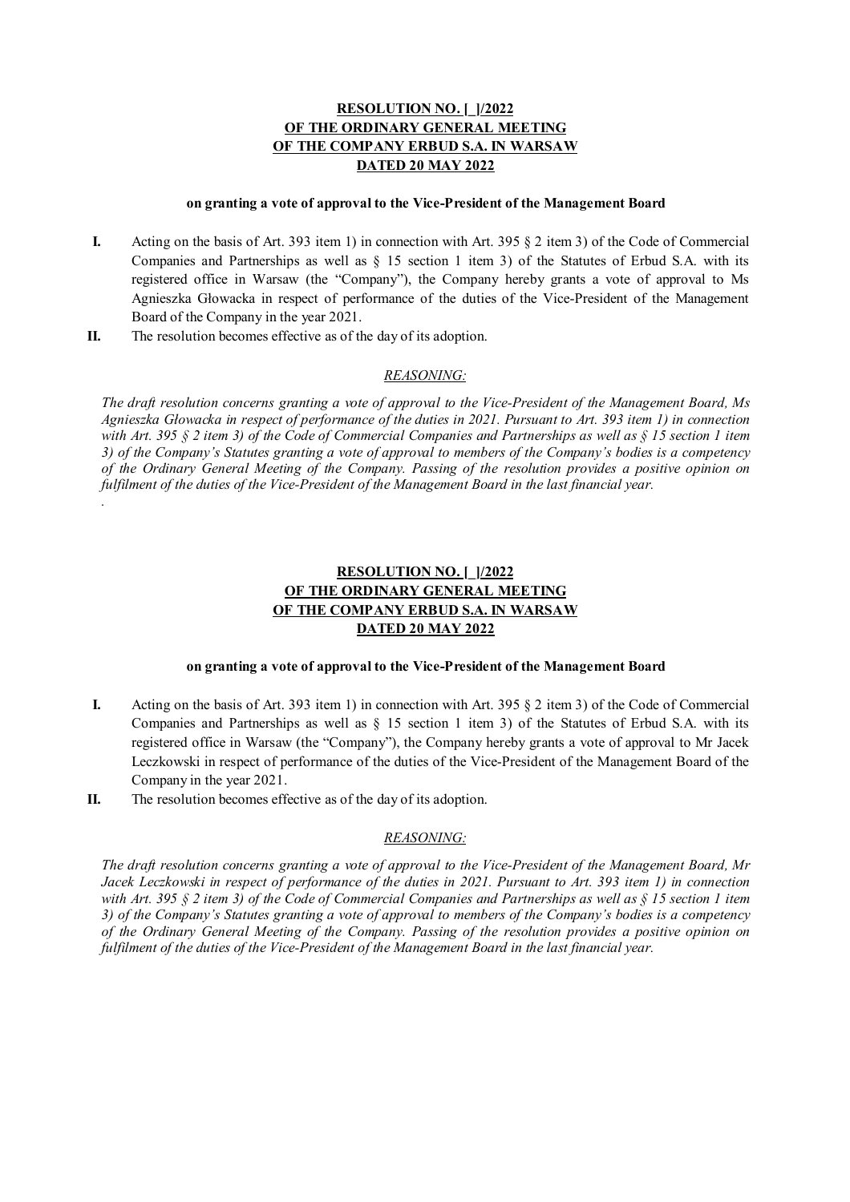**RESOLUTION NO. [_]/2022**
**OF THE ORDINARY GENERAL MEETING**
**OF THE COMPANY ERBUD S.A. IN WARSAW**
**DATED 20 MAY 2022**

**on granting a vote of approval to the Vice-President of the Management Board**

**I.** Acting on the basis of Art. 393 item 1) in connection with Art. 395 § 2 item 3) of the Code of Commercial Companies and Partnerships as well as § 15 section 1 item 3) of the Statutes of Erbud S.A. with its registered office in Warsaw (the "Company"), the Company hereby grants a vote of approval to Ms Agnieszka Głowacka in respect of performance of the duties of the Vice-President of the Management Board of the Company in the year 2021.

**II.** The resolution becomes effective as of the day of its adoption.

*REASONING:*

*The draft resolution concerns granting a vote of approval to the Vice-President of the Management Board, Ms Agnieszka Głowacka in respect of performance of the duties in 2021. Pursuant to Art. 393 item 1) in connection with Art. 395 § 2 item 3) of the Code of Commercial Companies and Partnerships as well as § 15 section 1 item 3) of the Company's Statutes granting a vote of approval to members of the Company's bodies is a competency of the Ordinary General Meeting of the Company. Passing of the resolution provides a positive opinion on fulfilment of the duties of the Vice-President of the Management Board in the last financial year.*

.

**RESOLUTION NO. [_]/2022**
**OF THE ORDINARY GENERAL MEETING**
**OF THE COMPANY ERBUD S.A. IN WARSAW**
**DATED 20 MAY 2022**

**on granting a vote of approval to the Vice-President of the Management Board**

**I.** Acting on the basis of Art. 393 item 1) in connection with Art. 395 § 2 item 3) of the Code of Commercial Companies and Partnerships as well as § 15 section 1 item 3) of the Statutes of Erbud S.A. with its registered office in Warsaw (the "Company"), the Company hereby grants a vote of approval to Mr Jacek Leczkowski in respect of performance of the duties of the Vice-President of the Management Board of the Company in the year 2021.

**II.** The resolution becomes effective as of the day of its adoption.

*REASONING:*

*The draft resolution concerns granting a vote of approval to the Vice-President of the Management Board, Mr Jacek Leczkowski in respect of performance of the duties in 2021. Pursuant to Art. 393 item 1) in connection with Art. 395 § 2 item 3) of the Code of Commercial Companies and Partnerships as well as § 15 section 1 item 3) of the Company's Statutes granting a vote of approval to members of the Company's bodies is a competency of the Ordinary General Meeting of the Company. Passing of the resolution provides a positive opinion on fulfilment of the duties of the Vice-President of the Management Board in the last financial year.*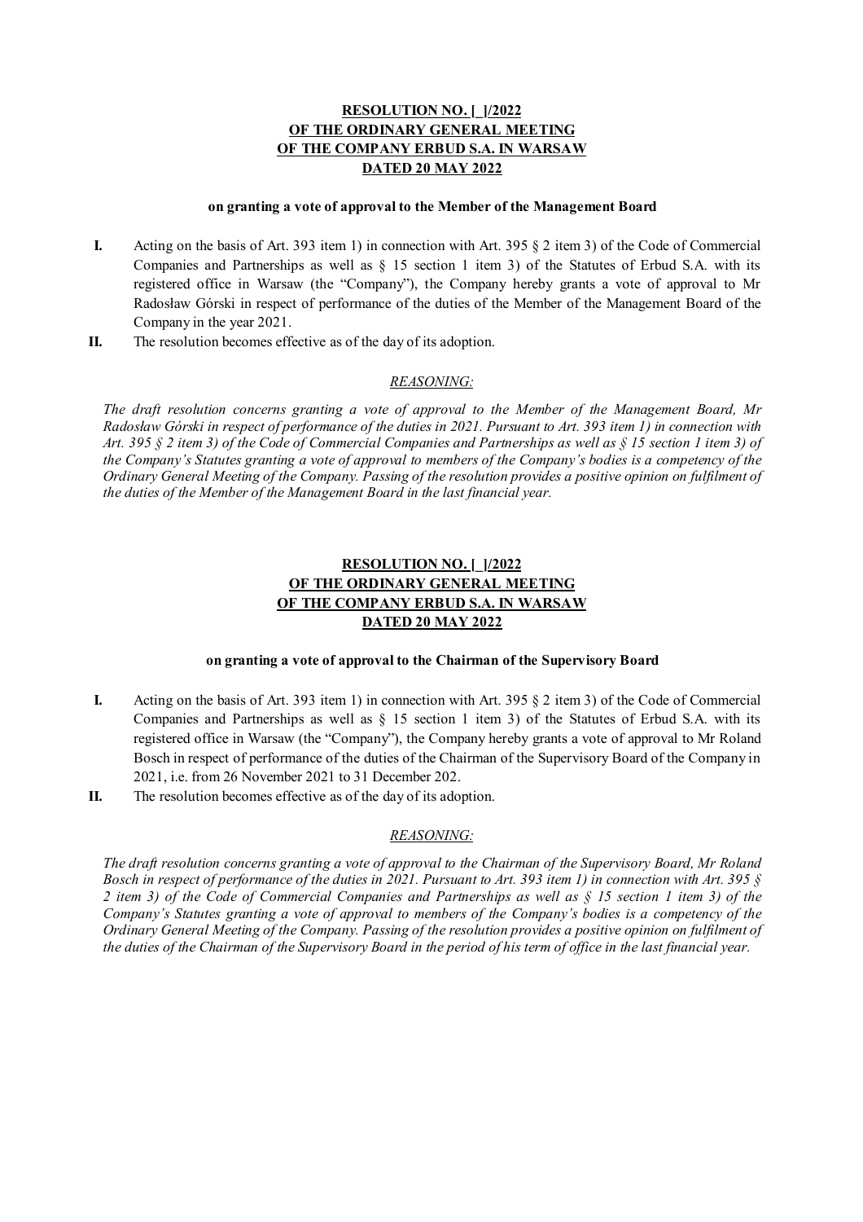**RESOLUTION NO. [_]/2022**
**OF THE ORDINARY GENERAL MEETING**
**OF THE COMPANY ERBUD S.A. IN WARSAW**
**DATED 20 MAY 2022**

**on granting a vote of approval to the Member of the Management Board**

**I.** Acting on the basis of Art. 393 item 1) in connection with Art. 395 § 2 item 3) of the Code of Commercial Companies and Partnerships as well as § 15 section 1 item 3) of the Statutes of Erbud S.A. with its registered office in Warsaw (the "Company"), the Company hereby grants a vote of approval to Mr Radosław Górski in respect of performance of the duties of the Member of the Management Board of the Company in the year 2021.

**II.** The resolution becomes effective as of the day of its adoption.

*REASONING:*

*The draft resolution concerns granting a vote of approval to the Member of the Management Board, Mr Radosław Górski in respect of performance of the duties in 2021. Pursuant to Art. 393 item 1) in connection with Art. 395 § 2 item 3) of the Code of Commercial Companies and Partnerships as well as § 15 section 1 item 3) of the Company's Statutes granting a vote of approval to members of the Company's bodies is a competency of the Ordinary General Meeting of the Company. Passing of the resolution provides a positive opinion on fulfilment of the duties of the Member of the Management Board in the last financial year.*

**RESOLUTION NO. [_]/2022**
**OF THE ORDINARY GENERAL MEETING**
**OF THE COMPANY ERBUD S.A. IN WARSAW**
**DATED 20 MAY 2022**

**on granting a vote of approval to the Chairman of the Supervisory Board**

**I.** Acting on the basis of Art. 393 item 1) in connection with Art. 395 § 2 item 3) of the Code of Commercial Companies and Partnerships as well as § 15 section 1 item 3) of the Statutes of Erbud S.A. with its registered office in Warsaw (the "Company"), the Company hereby grants a vote of approval to Mr Roland Bosch in respect of performance of the duties of the Chairman of the Supervisory Board of the Company in 2021, i.e. from 26 November 2021 to 31 December 202.

**II.** The resolution becomes effective as of the day of its adoption.

*REASONING:*

*The draft resolution concerns granting a vote of approval to the Chairman of the Supervisory Board, Mr Roland Bosch in respect of performance of the duties in 2021. Pursuant to Art. 393 item 1) in connection with Art. 395 § 2 item 3) of the Code of Commercial Companies and Partnerships as well as § 15 section 1 item 3) of the Company's Statutes granting a vote of approval to members of the Company's bodies is a competency of the Ordinary General Meeting of the Company. Passing of the resolution provides a positive opinion on fulfilment of the duties of the Chairman of the Supervisory Board in the period of his term of office in the last financial year.*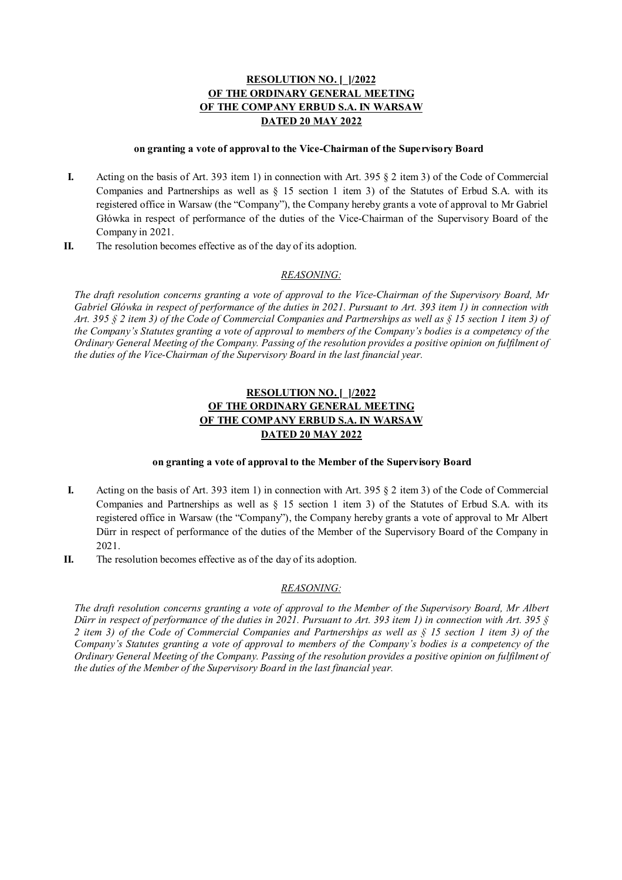**RESOLUTION NO. [_]/2022**
**OF THE ORDINARY GENERAL MEETING**
**OF THE COMPANY ERBUD S.A. IN WARSAW**
**DATED 20 MAY 2022**

**on granting a vote of approval to the Vice-Chairman of the Supervisory Board**

**I.** Acting on the basis of Art. 393 item 1) in connection with Art. 395 § 2 item 3) of the Code of Commercial Companies and Partnerships as well as § 15 section 1 item 3) of the Statutes of Erbud S.A. with its registered office in Warsaw (the "Company"), the Company hereby grants a vote of approval to Mr Gabriel Główka in respect of performance of the duties of the Vice-Chairman of the Supervisory Board of the Company in 2021.

**II.** The resolution becomes effective as of the day of its adoption.

*REASONING:*

*The draft resolution concerns granting a vote of approval to the Vice-Chairman of the Supervisory Board, Mr Gabriel Główka in respect of performance of the duties in 2021. Pursuant to Art. 393 item 1) in connection with Art. 395 § 2 item 3) of the Code of Commercial Companies and Partnerships as well as § 15 section 1 item 3) of the Company's Statutes granting a vote of approval to members of the Company's bodies is a competency of the Ordinary General Meeting of the Company. Passing of the resolution provides a positive opinion on fulfilment of the duties of the Vice-Chairman of the Supervisory Board in the last financial year.*

**RESOLUTION NO. [_]/2022**
**OF THE ORDINARY GENERAL MEETING**
**OF THE COMPANY ERBUD S.A. IN WARSAW**
**DATED 20 MAY 2022**

**on granting a vote of approval to the Member of the Supervisory Board**

**I.** Acting on the basis of Art. 393 item 1) in connection with Art. 395 § 2 item 3) of the Code of Commercial Companies and Partnerships as well as § 15 section 1 item 3) of the Statutes of Erbud S.A. with its registered office in Warsaw (the "Company"), the Company hereby grants a vote of approval to Mr Albert Dürr in respect of performance of the duties of the Member of the Supervisory Board of the Company in 2021.

**II.** The resolution becomes effective as of the day of its adoption.

*REASONING:*

*The draft resolution concerns granting a vote of approval to the Member of the Supervisory Board, Mr Albert Dürr in respect of performance of the duties in 2021. Pursuant to Art. 393 item 1) in connection with Art. 395 § 2 item 3) of the Code of Commercial Companies and Partnerships as well as § 15 section 1 item 3) of the Company's Statutes granting a vote of approval to members of the Company's bodies is a competency of the Ordinary General Meeting of the Company. Passing of the resolution provides a positive opinion on fulfilment of the duties of the Member of the Supervisory Board in the last financial year.*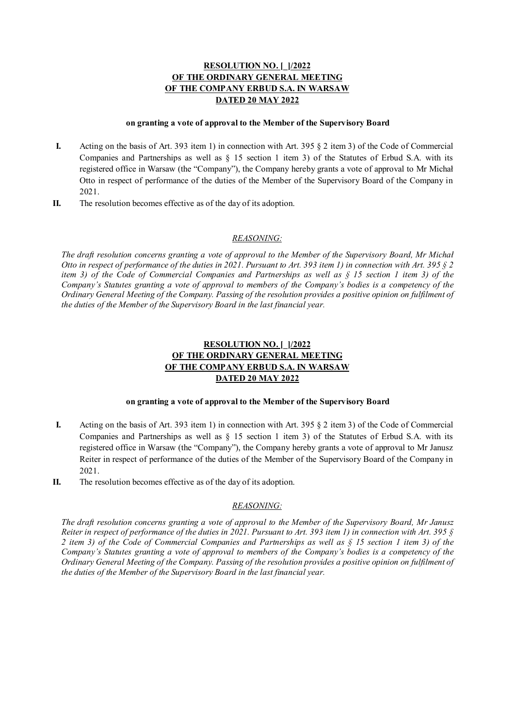**RESOLUTION NO. [_]/2022**
**OF THE ORDINARY GENERAL MEETING**
**OF THE COMPANY ERBUD S.A. IN WARSAW**
**DATED 20 MAY 2022**

**on granting a vote of approval to the Member of the Supervisory Board**

**I.** Acting on the basis of Art. 393 item 1) in connection with Art. 395 § 2 item 3) of the Code of Commercial Companies and Partnerships as well as § 15 section 1 item 3) of the Statutes of Erbud S.A. with its registered office in Warsaw (the "Company"), the Company hereby grants a vote of approval to Mr Michał Otto in respect of performance of the duties of the Member of the Supervisory Board of the Company in 2021.

**II.** The resolution becomes effective as of the day of its adoption.

*REASONING:*

*The draft resolution concerns granting a vote of approval to the Member of the Supervisory Board, Mr Michał Otto in respect of performance of the duties in 2021. Pursuant to Art. 393 item 1) in connection with Art. 395 § 2 item 3) of the Code of Commercial Companies and Partnerships as well as § 15 section 1 item 3) of the Company's Statutes granting a vote of approval to members of the Company's bodies is a competency of the Ordinary General Meeting of the Company. Passing of the resolution provides a positive opinion on fulfilment of the duties of the Member of the Supervisory Board in the last financial year.*

**RESOLUTION NO. [_]/2022**
**OF THE ORDINARY GENERAL MEETING**
**OF THE COMPANY ERBUD S.A. IN WARSAW**
**DATED 20 MAY 2022**

**on granting a vote of approval to the Member of the Supervisory Board**

**I.** Acting on the basis of Art. 393 item 1) in connection with Art. 395 § 2 item 3) of the Code of Commercial Companies and Partnerships as well as § 15 section 1 item 3) of the Statutes of Erbud S.A. with its registered office in Warsaw (the "Company"), the Company hereby grants a vote of approval to Mr Janusz Reiter in respect of performance of the duties of the Member of the Supervisory Board of the Company in 2021.

**II.** The resolution becomes effective as of the day of its adoption.

*REASONING:*

*The draft resolution concerns granting a vote of approval to the Member of the Supervisory Board, Mr Janusz Reiter in respect of performance of the duties in 2021. Pursuant to Art. 393 item 1) in connection with Art. 395 § 2 item 3) of the Code of Commercial Companies and Partnerships as well as § 15 section 1 item 3) of the Company's Statutes granting a vote of approval to members of the Company's bodies is a competency of the Ordinary General Meeting of the Company. Passing of the resolution provides a positive opinion on fulfilment of the duties of the Member of the Supervisory Board in the last financial year.*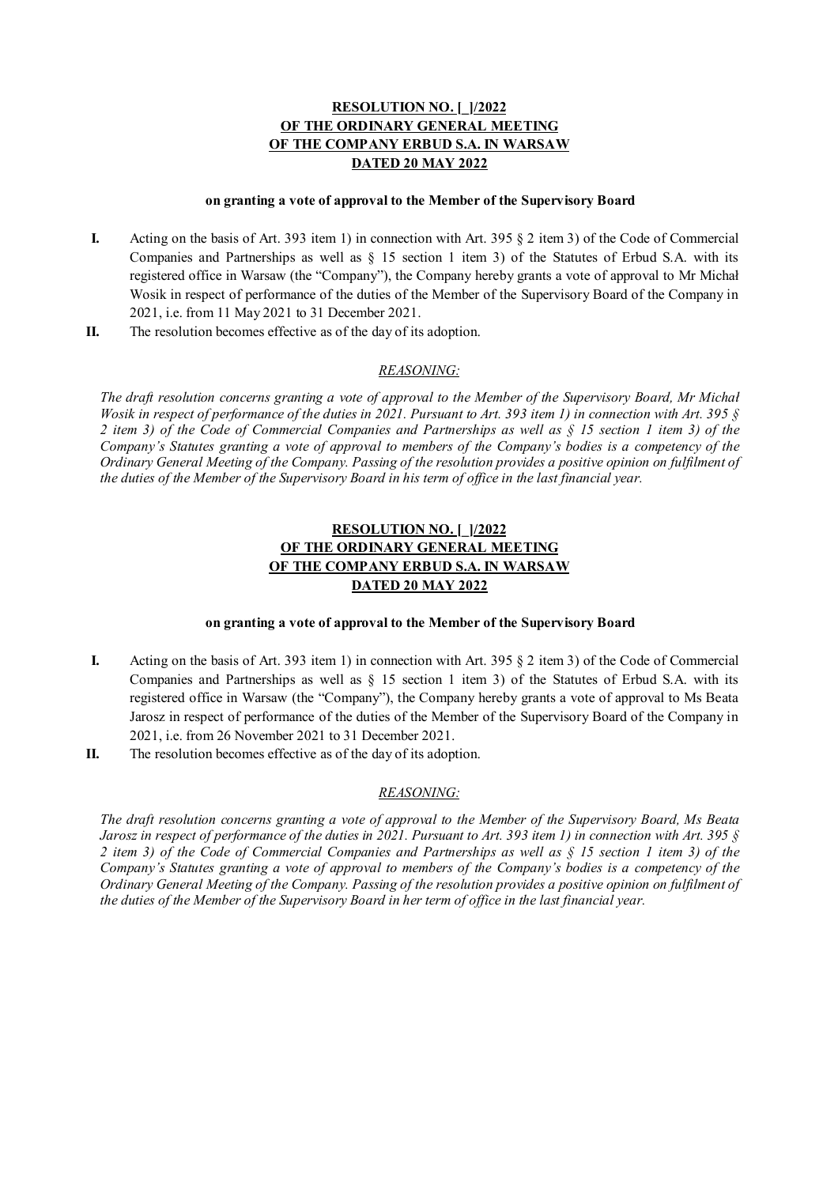**RESOLUTION NO. [_]/2022**
**OF THE ORDINARY GENERAL MEETING**
**OF THE COMPANY ERBUD S.A. IN WARSAW**
**DATED 20 MAY 2022**

**on granting a vote of approval to the Member of the Supervisory Board**

**I.** Acting on the basis of Art. 393 item 1) in connection with Art. 395 § 2 item 3) of the Code of Commercial Companies and Partnerships as well as § 15 section 1 item 3) of the Statutes of Erbud S.A. with its registered office in Warsaw (the "Company"), the Company hereby grants a vote of approval to Mr Michał Wosik in respect of performance of the duties of the Member of the Supervisory Board of the Company in 2021, i.e. from 11 May 2021 to 31 December 2021.

**II.** The resolution becomes effective as of the day of its adoption.

*REASONING:*

*The draft resolution concerns granting a vote of approval to the Member of the Supervisory Board, Mr Michał Wosik in respect of performance of the duties in 2021. Pursuant to Art. 393 item 1) in connection with Art. 395 § 2 item 3) of the Code of Commercial Companies and Partnerships as well as § 15 section 1 item 3) of the Company's Statutes granting a vote of approval to members of the Company's bodies is a competency of the Ordinary General Meeting of the Company. Passing of the resolution provides a positive opinion on fulfilment of the duties of the Member of the Supervisory Board in his term of office in the last financial year.*

**RESOLUTION NO. [_]/2022**
**OF THE ORDINARY GENERAL MEETING**
**OF THE COMPANY ERBUD S.A. IN WARSAW**
**DATED 20 MAY 2022**

**on granting a vote of approval to the Member of the Supervisory Board**

**I.** Acting on the basis of Art. 393 item 1) in connection with Art. 395 § 2 item 3) of the Code of Commercial Companies and Partnerships as well as § 15 section 1 item 3) of the Statutes of Erbud S.A. with its registered office in Warsaw (the "Company"), the Company hereby grants a vote of approval to Ms Beata Jarosz in respect of performance of the duties of the Member of the Supervisory Board of the Company in 2021, i.e. from 26 November 2021 to 31 December 2021.

**II.** The resolution becomes effective as of the day of its adoption.

*REASONING:*

*The draft resolution concerns granting a vote of approval to the Member of the Supervisory Board, Ms Beata Jarosz in respect of performance of the duties in 2021. Pursuant to Art. 393 item 1) in connection with Art. 395 § 2 item 3) of the Code of Commercial Companies and Partnerships as well as § 15 section 1 item 3) of the Company's Statutes granting a vote of approval to members of the Company's bodies is a competency of the Ordinary General Meeting of the Company. Passing of the resolution provides a positive opinion on fulfilment of the duties of the Member of the Supervisory Board in her term of office in the last financial year.*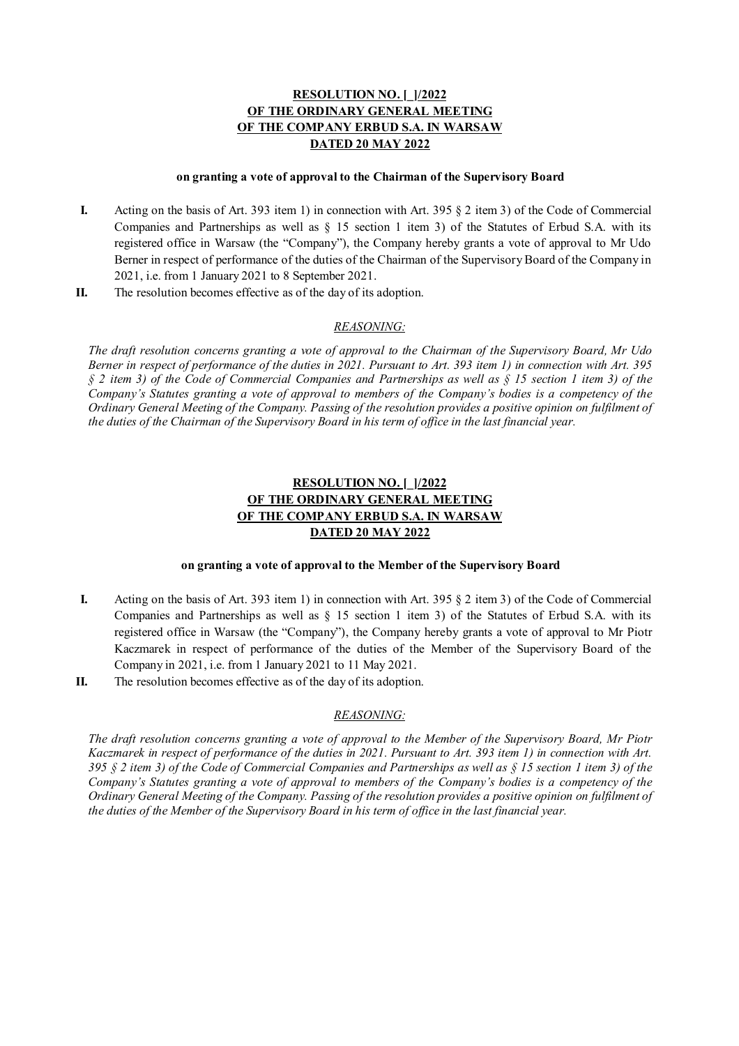**RESOLUTION NO. [\_]/2022**
**OF THE ORDINARY GENERAL MEETING**
**OF THE COMPANY ERBUD S.A. IN WARSAW**
**DATED 20 MAY 2022**

**on granting a vote of approval to the Chairman of the Supervisory Board**

**I.** Acting on the basis of Art. 393 item 1) in connection with Art. 395 § 2 item 3) of the Code of Commercial Companies and Partnerships as well as § 15 section 1 item 3) of the Statutes of Erbud S.A. with its registered office in Warsaw (the "Company"), the Company hereby grants a vote of approval to Mr Udo Berner in respect of performance of the duties of the Chairman of the Supervisory Board of the Company in 2021, i.e. from 1 January 2021 to 8 September 2021.

**II.** The resolution becomes effective as of the day of its adoption.

*REASONING:*

*The draft resolution concerns granting a vote of approval to the Chairman of the Supervisory Board, Mr Udo Berner in respect of performance of the duties in 2021. Pursuant to Art. 393 item 1) in connection with Art. 395 § 2 item 3) of the Code of Commercial Companies and Partnerships as well as § 15 section 1 item 3) of the Company's Statutes granting a vote of approval to members of the Company's bodies is a competency of the Ordinary General Meeting of the Company. Passing of the resolution provides a positive opinion on fulfilment of the duties of the Chairman of the Supervisory Board in his term of office in the last financial year.*

**RESOLUTION NO. [\_]/2022**
**OF THE ORDINARY GENERAL MEETING**
**OF THE COMPANY ERBUD S.A. IN WARSAW**
**DATED 20 MAY 2022**

**on granting a vote of approval to the Member of the Supervisory Board**

**I.** Acting on the basis of Art. 393 item 1) in connection with Art. 395 § 2 item 3) of the Code of Commercial Companies and Partnerships as well as § 15 section 1 item 3) of the Statutes of Erbud S.A. with its registered office in Warsaw (the "Company"), the Company hereby grants a vote of approval to Mr Piotr Kaczmarek in respect of performance of the duties of the Member of the Supervisory Board of the Company in 2021, i.e. from 1 January 2021 to 11 May 2021.

**II.** The resolution becomes effective as of the day of its adoption.

*REASONING:*

*The draft resolution concerns granting a vote of approval to the Member of the Supervisory Board, Mr Piotr Kaczmarek in respect of performance of the duties in 2021. Pursuant to Art. 393 item 1) in connection with Art. 395 § 2 item 3) of the Code of Commercial Companies and Partnerships as well as § 15 section 1 item 3) of the Company's Statutes granting a vote of approval to members of the Company's bodies is a competency of the Ordinary General Meeting of the Company. Passing of the resolution provides a positive opinion on fulfilment of the duties of the Member of the Supervisory Board in his term of office in the last financial year.*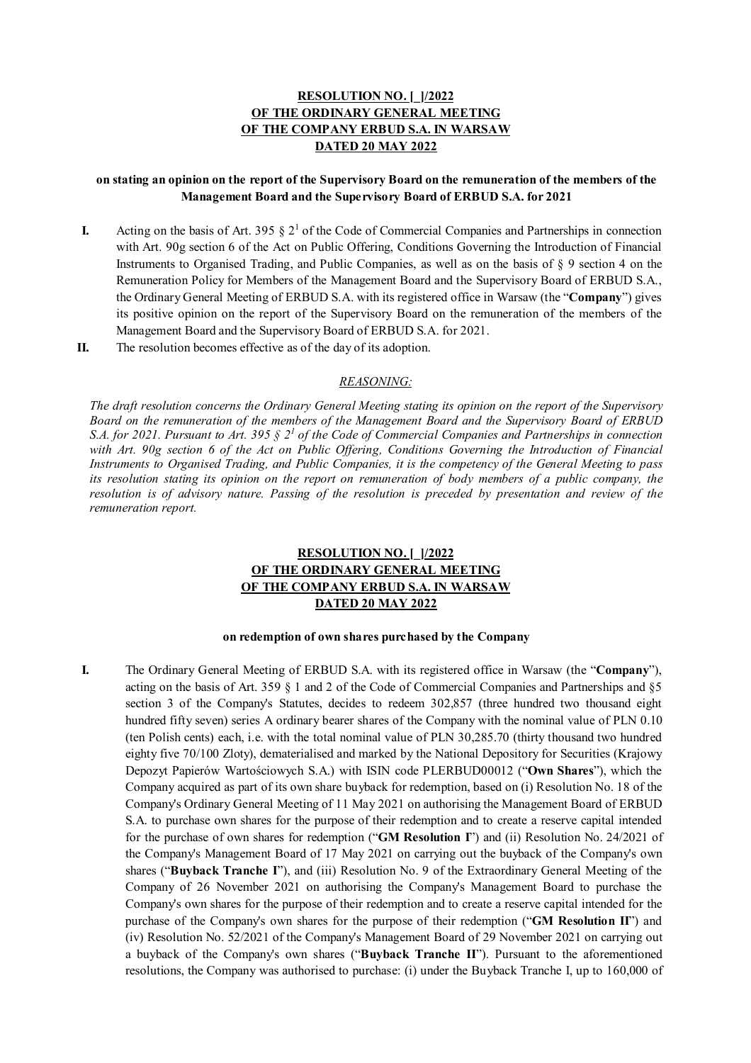**RESOLUTION NO. [_]/2022**
**OF THE ORDINARY GENERAL MEETING**
**OF THE COMPANY ERBUD S.A. IN WARSAW**
**DATED 20 MAY 2022**

**on stating an opinion on the report of the Supervisory Board on the remuneration of the members of the Management Board and the Supervisory Board of ERBUD S.A. for 2021**

**I.** Acting on the basis of Art. 395 § 2[1] of the Code of Commercial Companies and Partnerships in connection with Art. 90g section 6 of the Act on Public Offering, Conditions Governing the Introduction of Financial Instruments to Organised Trading, and Public Companies, as well as on the basis of § 9 section 4 on the Remuneration Policy for Members of the Management Board and the Supervisory Board of ERBUD S.A., the Ordinary General Meeting of ERBUD S.A. with its registered office in Warsaw (the "**Company**") gives its positive opinion on the report of the Supervisory Board on the remuneration of the members of the Management Board and the Supervisory Board of ERBUD S.A. for 2021.

**II.** The resolution becomes effective as of the day of its adoption.

*REASONING:*

*The draft resolution concerns the Ordinary General Meeting stating its opinion on the report of the Supervisory Board on the remuneration of the members of the Management Board and the Supervisory Board of ERBUD S.A. for 2021. Pursuant to Art. 395 § 2[1] of the Code of Commercial Companies and Partnerships in connection with Art. 90g section 6 of the Act on Public Offering, Conditions Governing the Introduction of Financial Instruments to Organised Trading, and Public Companies, it is the competency of the General Meeting to pass its resolution stating its opinion on the report on remuneration of body members of a public company, the resolution is of advisory nature. Passing of the resolution is preceded by presentation and review of the remuneration report.*

**RESOLUTION NO. [_]/2022**
**OF THE ORDINARY GENERAL MEETING**
**OF THE COMPANY ERBUD S.A. IN WARSAW**
**DATED 20 MAY 2022**

**on redemption of own shares purchased by the Company**

**I.** The Ordinary General Meeting of ERBUD S.A. with its registered office in Warsaw (the "**Company**"), acting on the basis of Art. 359 § 1 and 2 of the Code of Commercial Companies and Partnerships and §5 section 3 of the Company's Statutes, decides to redeem 302,857 (three hundred two thousand eight hundred fifty seven) series A ordinary bearer shares of the Company with the nominal value of PLN 0.10 (ten Polish cents) each, i.e. with the total nominal value of PLN 30,285.70 (thirty thousand two hundred eighty five 70/100 Zloty), dematerialised and marked by the National Depository for Securities (Krajowy Depozyt Papierów Wartościowych S.A.) with ISIN code PLERBUD00012 ("**Own Shares**"), which the Company acquired as part of its own share buyback for redemption, based on (i) Resolution No. 18 of the Company's Ordinary General Meeting of 11 May 2021 on authorising the Management Board of ERBUD S.A. to purchase own shares for the purpose of their redemption and to create a reserve capital intended for the purchase of own shares for redemption ("**GM Resolution I**") and (ii) Resolution No. 24/2021 of the Company's Management Board of 17 May 2021 on carrying out the buyback of the Company's own shares ("**Buyback Tranche I**"), and (iii) Resolution No. 9 of the Extraordinary General Meeting of the Company of 26 November 2021 on authorising the Company's Management Board to purchase the Company's own shares for the purpose of their redemption and to create a reserve capital intended for the purchase of the Company's own shares for the purpose of their redemption ("**GM Resolution II**") and (iv) Resolution No. 52/2021 of the Company's Management Board of 29 November 2021 on carrying out a buyback of the Company's own shares ("**Buyback Tranche II**"). Pursuant to the aforementioned resolutions, the Company was authorised to purchase: (i) under the Buyback Tranche I, up to 160,000 of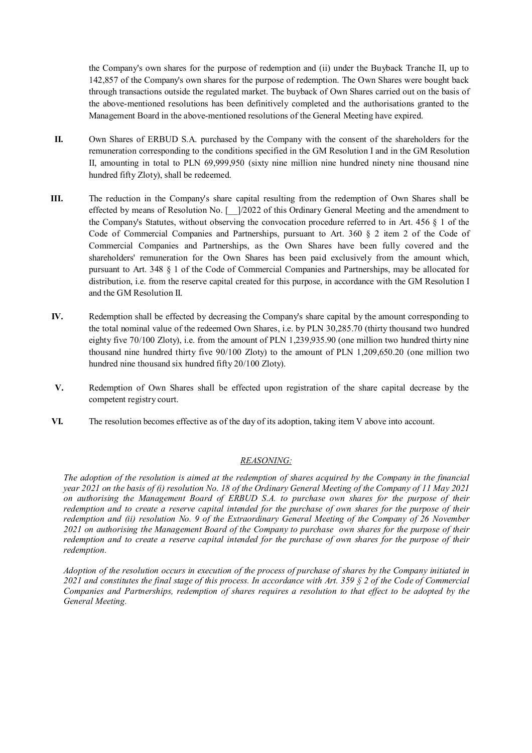the Company's own shares for the purpose of redemption and (ii) under the Buyback Tranche II, up to 142,857 of the Company's own shares for the purpose of redemption. The Own Shares were bought back through transactions outside the regulated market. The buyback of Own Shares carried out on the basis of the above-mentioned resolutions has been definitively completed and the authorisations granted to the Management Board in the above-mentioned resolutions of the General Meeting have expired.

**II.** Own Shares of ERBUD S.A. purchased by the Company with the consent of the shareholders for the remuneration corresponding to the conditions specified in the GM Resolution I and in the GM Resolution II, amounting in total to PLN 69,999,950 (sixty nine million nine hundred ninety nine thousand nine hundred fifty Zloty), shall be redeemed.

**III.** The reduction in the Company's share capital resulting from the redemption of Own Shares shall be effected by means of Resolution No. [__]/2022 of this Ordinary General Meeting and the amendment to the Company's Statutes, without observing the convocation procedure referred to in Art. 456 § 1 of the Code of Commercial Companies and Partnerships, pursuant to Art. 360 § 2 item 2 of the Code of Commercial Companies and Partnerships, as the Own Shares have been fully covered and the shareholders' remuneration for the Own Shares has been paid exclusively from the amount which, pursuant to Art. 348 § 1 of the Code of Commercial Companies and Partnerships, may be allocated for distribution, i.e. from the reserve capital created for this purpose, in accordance with the GM Resolution I and the GM Resolution II.

**IV.** Redemption shall be effected by decreasing the Company's share capital by the amount corresponding to the total nominal value of the redeemed Own Shares, i.e. by PLN 30,285.70 (thirty thousand two hundred eighty five 70/100 Zloty), i.e. from the amount of PLN 1,239,935.90 (one million two hundred thirty nine thousand nine hundred thirty five 90/100 Zloty) to the amount of PLN 1,209,650.20 (one million two hundred nine thousand six hundred fifty 20/100 Zloty).

**V.** Redemption of Own Shares shall be effected upon registration of the share capital decrease by the competent registry court.

**VI.** The resolution becomes effective as of the day of its adoption, taking item V above into account.

*REASONING:*

*The adoption of the resolution is aimed at the redemption of shares acquired by the Company in the financial year 2021 on the basis of (i) resolution No. 18 of the Ordinary General Meeting of the Company of 11 May 2021 on authorising the Management Board of ERBUD S.A. to purchase own shares for the purpose of their redemption and to create a reserve capital intended for the purchase of own shares for the purpose of their redemption and (ii) resolution No. 9 of the Extraordinary General Meeting of the Company of 26 November 2021 on authorising the Management Board of the Company to purchase own shares for the purpose of their redemption and to create a reserve capital intended for the purchase of own shares for the purpose of their redemption.*

*Adoption of the resolution occurs in execution of the process of purchase of shares by the Company initiated in 2021 and constitutes the final stage of this process. In accordance with Art. 359 § 2 of the Code of Commercial Companies and Partnerships, redemption of shares requires a resolution to that effect to be adopted by the General Meeting.*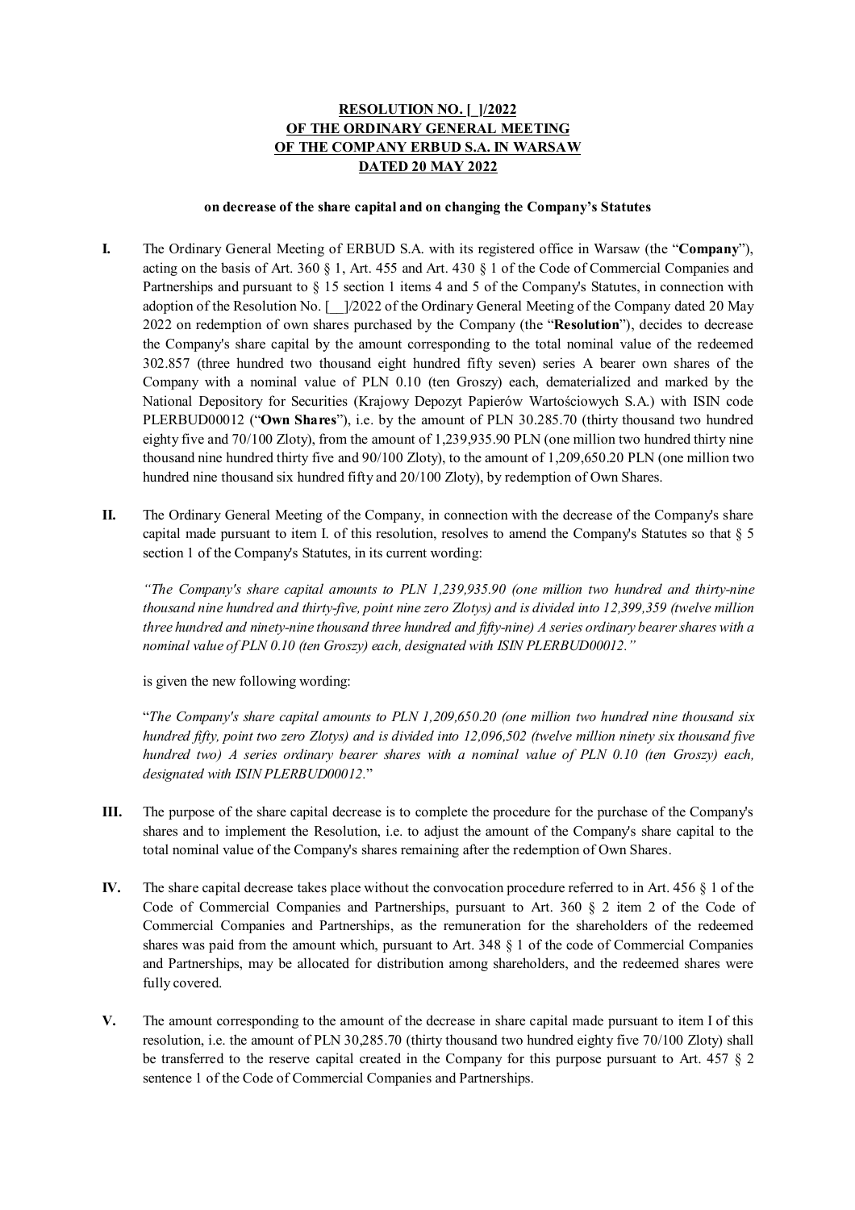**RESOLUTION NO. [_]/2022**
**OF THE ORDINARY GENERAL MEETING**
**OF THE COMPANY ERBUD S.A. IN WARSAW**
**DATED 20 MAY 2022**

**on decrease of the share capital and on changing the Company's Statutes**

**I.** The Ordinary General Meeting of ERBUD S.A. with its registered office in Warsaw (the "**Company**"), acting on the basis of Art. 360 § 1, Art. 455 and Art. 430 § 1 of the Code of Commercial Companies and Partnerships and pursuant to § 15 section 1 items 4 and 5 of the Company's Statutes, in connection with adoption of the Resolution No. [__]/2022 of the Ordinary General Meeting of the Company dated 20 May 2022 on redemption of own shares purchased by the Company (the "**Resolution**"), decides to decrease the Company's share capital by the amount corresponding to the total nominal value of the redeemed 302.857 (three hundred two thousand eight hundred fifty seven) series A bearer own shares of the Company with a nominal value of PLN 0.10 (ten Groszy) each, dematerialized and marked by the National Depository for Securities (Krajowy Depozyt Papierów Wartościowych S.A.) with ISIN code PLERBUD00012 ("**Own Shares**"), i.e. by the amount of PLN 30.285.70 (thirty thousand two hundred eighty five and 70/100 Zloty), from the amount of 1,239,935.90 PLN (one million two hundred thirty nine thousand nine hundred thirty five and 90/100 Zloty), to the amount of 1,209,650.20 PLN (one million two hundred nine thousand six hundred fifty and 20/100 Zloty), by redemption of Own Shares.

**II.** The Ordinary General Meeting of the Company, in connection with the decrease of the Company's share capital made pursuant to item I. of this resolution, resolves to amend the Company's Statutes so that § 5 section 1 of the Company's Statutes, in its current wording:

*"The Company's share capital amounts to PLN 1,239,935.90 (one million two hundred and thirty-nine thousand nine hundred and thirty-five, point nine zero Zlotys) and is divided into 12,399,359 (twelve million three hundred and ninety-nine thousand three hundred and fifty-nine) A series ordinary bearer shares with a nominal value of PLN 0.10 (ten Groszy) each, designated with ISIN PLERBUD00012."*

is given the new following wording:

"*The Company's share capital amounts to PLN 1,209,650.20 (one million two hundred nine thousand six hundred fifty, point two zero Zlotys) and is divided into 12,096,502 (twelve million ninety six thousand five hundred two) A series ordinary bearer shares with a nominal value of PLN 0.10 (ten Groszy) each, designated with ISIN PLERBUD00012.*"

**III.** The purpose of the share capital decrease is to complete the procedure for the purchase of the Company's shares and to implement the Resolution, i.e. to adjust the amount of the Company's share capital to the total nominal value of the Company's shares remaining after the redemption of Own Shares.

**IV.** The share capital decrease takes place without the convocation procedure referred to in Art. 456 § 1 of the Code of Commercial Companies and Partnerships, pursuant to Art. 360 § 2 item 2 of the Code of Commercial Companies and Partnerships, as the remuneration for the shareholders of the redeemed shares was paid from the amount which, pursuant to Art. 348 § 1 of the code of Commercial Companies and Partnerships, may be allocated for distribution among shareholders, and the redeemed shares were fully covered.

**V.** The amount corresponding to the amount of the decrease in share capital made pursuant to item I of this resolution, i.e. the amount of PLN 30,285.70 (thirty thousand two hundred eighty five 70/100 Zloty) shall be transferred to the reserve capital created in the Company for this purpose pursuant to Art. 457 § 2 sentence 1 of the Code of Commercial Companies and Partnerships.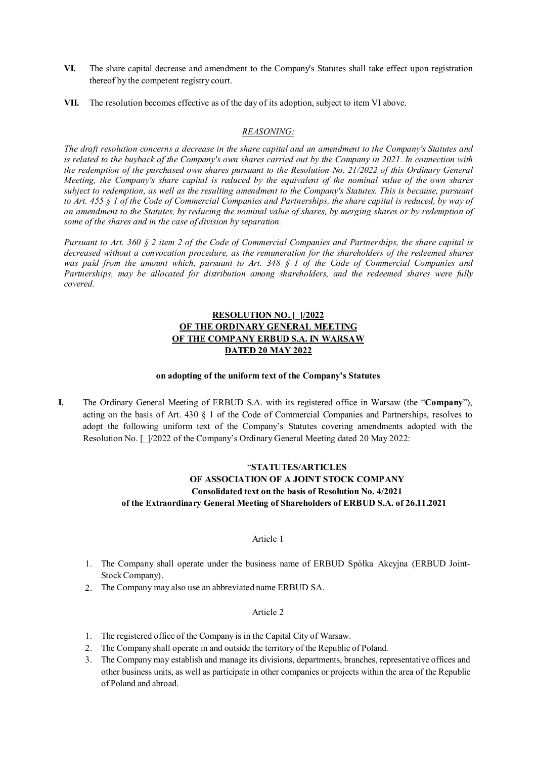**VI.** The share capital decrease and amendment to the Company's Statutes shall take effect upon registration thereof by the competent registry court.

**VII.** The resolution becomes effective as of the day of its adoption, subject to item VI above.

*REASONING:*

*The draft resolution concerns a decrease in the share capital and an amendment to the Company's Statutes and is related to the buyback of the Company's own shares carried out by the Company in 2021. In connection with the redemption of the purchased own shares pursuant to the Resolution No. 21/2022 of this Ordinary General Meeting, the Company's share capital is reduced by the equivalent of the nominal value of the own shares subject to redemption, as well as the resulting amendment to the Company's Statutes. This is because, pursuant to Art. 455 § 1 of the Code of Commercial Companies and Partnerships, the share capital is reduced, by way of an amendment to the Statutes, by reducing the nominal value of shares, by merging shares or by redemption of some of the shares and in the case of division by separation.*

*Pursuant to Art. 360 § 2 item 2 of the Code of Commercial Companies and Partnerships, the share capital is decreased without a convocation procedure, as the remuneration for the shareholders of the redeemed shares was paid from the amount which, pursuant to Art. 348 § 1 of the Code of Commercial Companies and Partnerships, may be allocated for distribution among shareholders, and the redeemed shares were fully covered.*

**RESOLUTION NO. [_]/2022**
**OF THE ORDINARY GENERAL MEETING**
**OF THE COMPANY ERBUD S.A. IN WARSAW**
**DATED 20 MAY 2022**

**on adopting of the uniform text of the Company's Statutes**

**I.** The Ordinary General Meeting of ERBUD S.A. with its registered office in Warsaw (the "**Company**"), acting on the basis of Art. 430 § 1 of the Code of Commercial Companies and Partnerships, resolves to adopt the following uniform text of the Company's Statutes covering amendments adopted with the Resolution No. [_]/2022 of the Company's Ordinary General Meeting dated 20 May 2022:

"**STATUTES/ARTICLES**
**OF ASSOCIATION OF A JOINT STOCK COMPANY**
**Consolidated text on the basis of Resolution No. 4/2021**
**of the Extraordinary General Meeting of Shareholders of ERBUD S.A. of 26.11.2021**

Article 1

1. The Company shall operate under the business name of ERBUD Spółka Akcyjna (ERBUD Joint-Stock Company).
2. The Company may also use an abbreviated name ERBUD SA.

Article 2

1. The registered office of the Company is in the Capital City of Warsaw.
2. The Company shall operate in and outside the territory of the Republic of Poland.
3. The Company may establish and manage its divisions, departments, branches, representative offices and other business units, as well as participate in other companies or projects within the area of the Republic of Poland and abroad.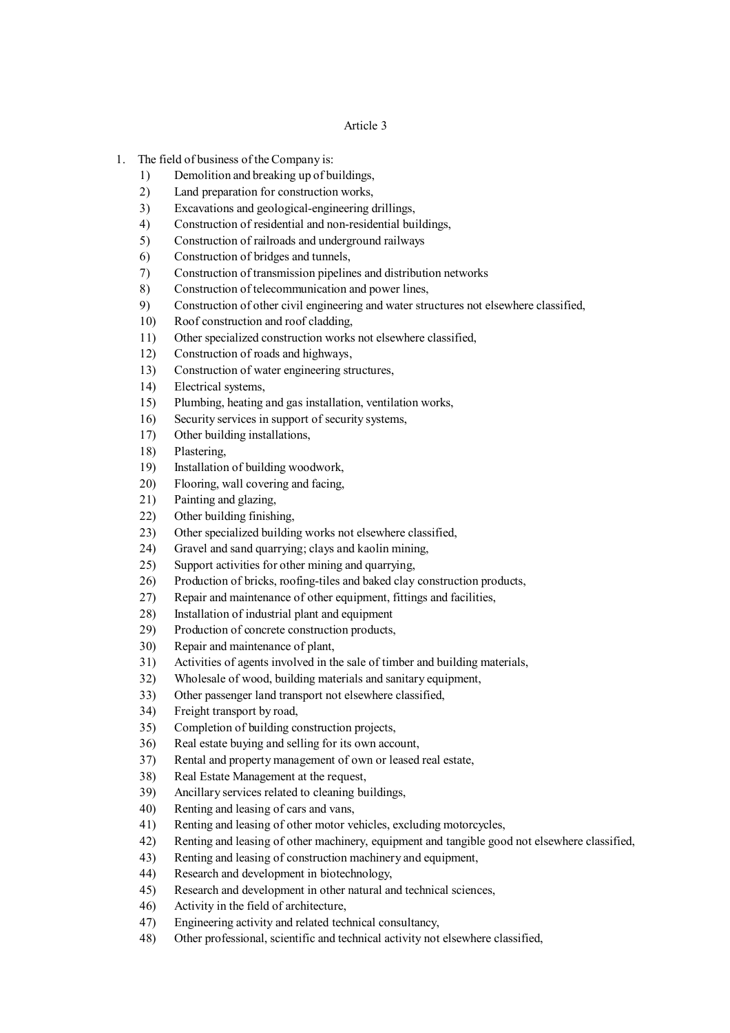Article 3

1. The field of business of the Company is:
    1) Demolition and breaking up of buildings,
    2) Land preparation for construction works,
    3) Excavations and geological-engineering drillings,
    4) Construction of residential and non-residential buildings,
    5) Construction of railroads and underground railways
    6) Construction of bridges and tunnels,
    7) Construction of transmission pipelines and distribution networks
    8) Construction of telecommunication and power lines,
    9) Construction of other civil engineering and water structures not elsewhere classified,
    10) Roof construction and roof cladding,
    11) Other specialized construction works not elsewhere classified,
    12) Construction of roads and highways,
    13) Construction of water engineering structures,
    14) Electrical systems,
    15) Plumbing, heating and gas installation, ventilation works,
    16) Security services in support of security systems,
    17) Other building installations,
    18) Plastering,
    19) Installation of building woodwork,
    20) Flooring, wall covering and facing,
    21) Painting and glazing,
    22) Other building finishing,
    23) Other specialized building works not elsewhere classified,
    24) Gravel and sand quarrying; clays and kaolin mining,
    25) Support activities for other mining and quarrying,
    26) Production of bricks, roofing-tiles and baked clay construction products,
    27) Repair and maintenance of other equipment, fittings and facilities,
    28) Installation of industrial plant and equipment
    29) Production of concrete construction products,
    30) Repair and maintenance of plant,
    31) Activities of agents involved in the sale of timber and building materials,
    32) Wholesale of wood, building materials and sanitary equipment,
    33) Other passenger land transport not elsewhere classified,
    34) Freight transport by road,
    35) Completion of building construction projects,
    36) Real estate buying and selling for its own account,
    37) Rental and property management of own or leased real estate,
    38) Real Estate Management at the request,
    39) Ancillary services related to cleaning buildings,
    40) Renting and leasing of cars and vans,
    41) Renting and leasing of other motor vehicles, excluding motorcycles,
    42) Renting and leasing of other machinery, equipment and tangible good not elsewhere classified,
    43) Renting and leasing of construction machinery and equipment,
    44) Research and development in biotechnology,
    45) Research and development in other natural and technical sciences,
    46) Activity in the field of architecture,
    47) Engineering activity and related technical consultancy,
    48) Other professional, scientific and technical activity not elsewhere classified,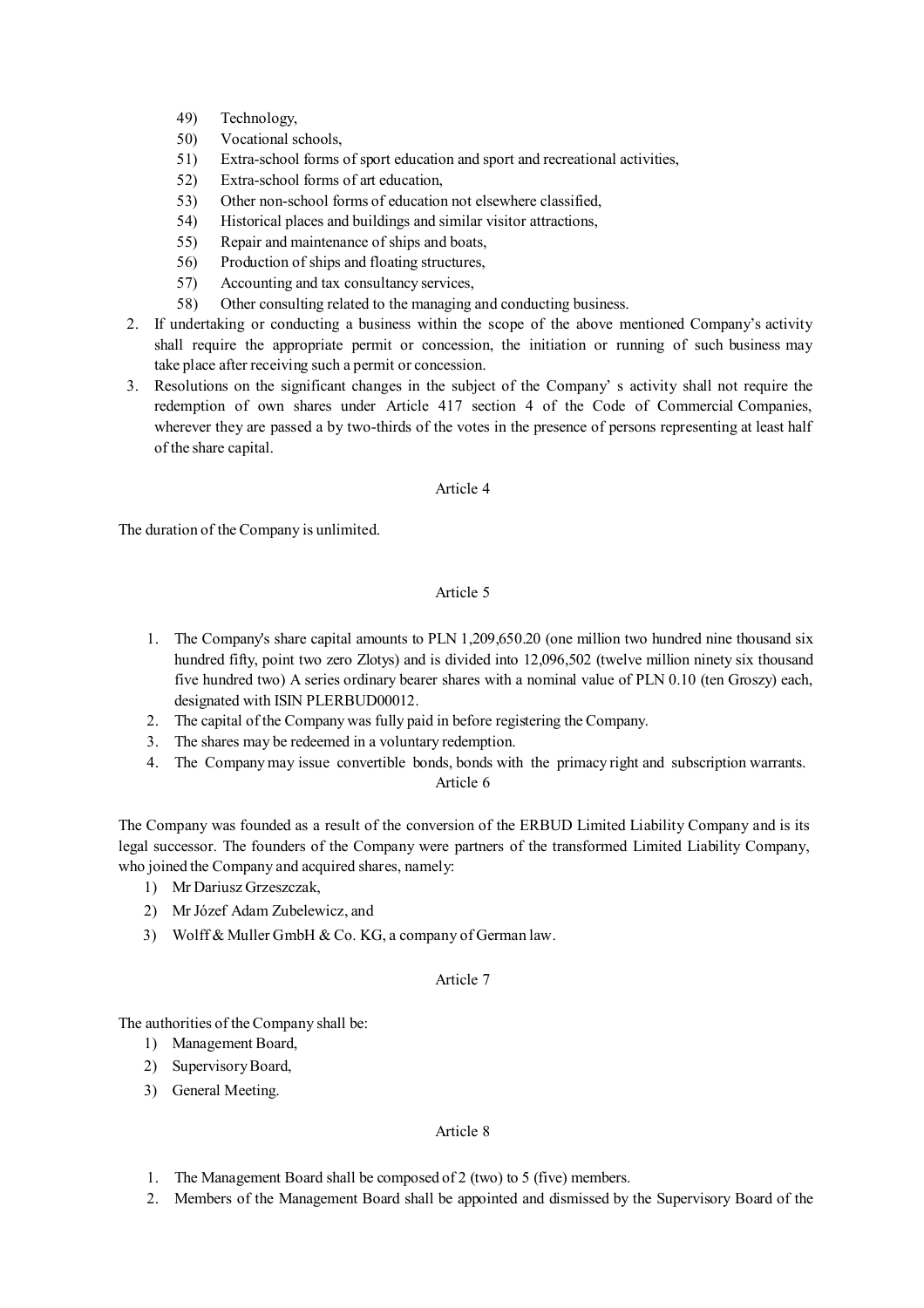49) Technology,
50) Vocational schools,
51) Extra-school forms of sport education and sport and recreational activities,
52) Extra-school forms of art education,
53) Other non-school forms of education not elsewhere classified,
54) Historical places and buildings and similar visitor attractions,
55) Repair and maintenance of ships and boats,
56) Production of ships and floating structures,
57) Accounting and tax consultancy services,
58) Other consulting related to the managing and conducting business.

2. If undertaking or conducting a business within the scope of the above mentioned Company's activity shall require the appropriate permit or concession, the initiation or running of such business may take place after receiving such a permit or concession.
3. Resolutions on the significant changes in the subject of the Company' s activity shall not require the redemption of own shares under Article 417 section 4 of the Code of Commercial Companies, wherever they are passed a by two-thirds of the votes in the presence of persons representing at least half of the share capital.

Article 4

The duration of the Company is unlimited.

Article 5

1. The Company's share capital amounts to PLN 1,209,650.20 (one million two hundred nine thousand six hundred fifty, point two zero Zlotys) and is divided into 12,096,502 (twelve million ninety six thousand five hundred two) A series ordinary bearer shares with a nominal value of PLN 0.10 (ten Groszy) each, designated with ISIN PLERBUD00012.
2. The capital of the Company was fully paid in before registering the Company.
3. The shares may be redeemed in a voluntary redemption.
4. The Company may issue convertible bonds, bonds with the primacy right and subscription warrants.

Article 6

The Company was founded as a result of the conversion of the ERBUD Limited Liability Company and is its legal successor. The founders of the Company were partners of the transformed Limited Liability Company, who joined the Company and acquired shares, namely:

1) Mr Dariusz Grzeszczak,
2) Mr Józef Adam Zubelewicz, and
3) Wolff & Muller GmbH & Co. KG, a company of German law.

Article 7

The authorities of the Company shall be:

1) Management Board,
2) Supervisory Board,
3) General Meeting.

Article 8

1. The Management Board shall be composed of 2 (two) to 5 (five) members.
2. Members of the Management Board shall be appointed and dismissed by the Supervisory Board of the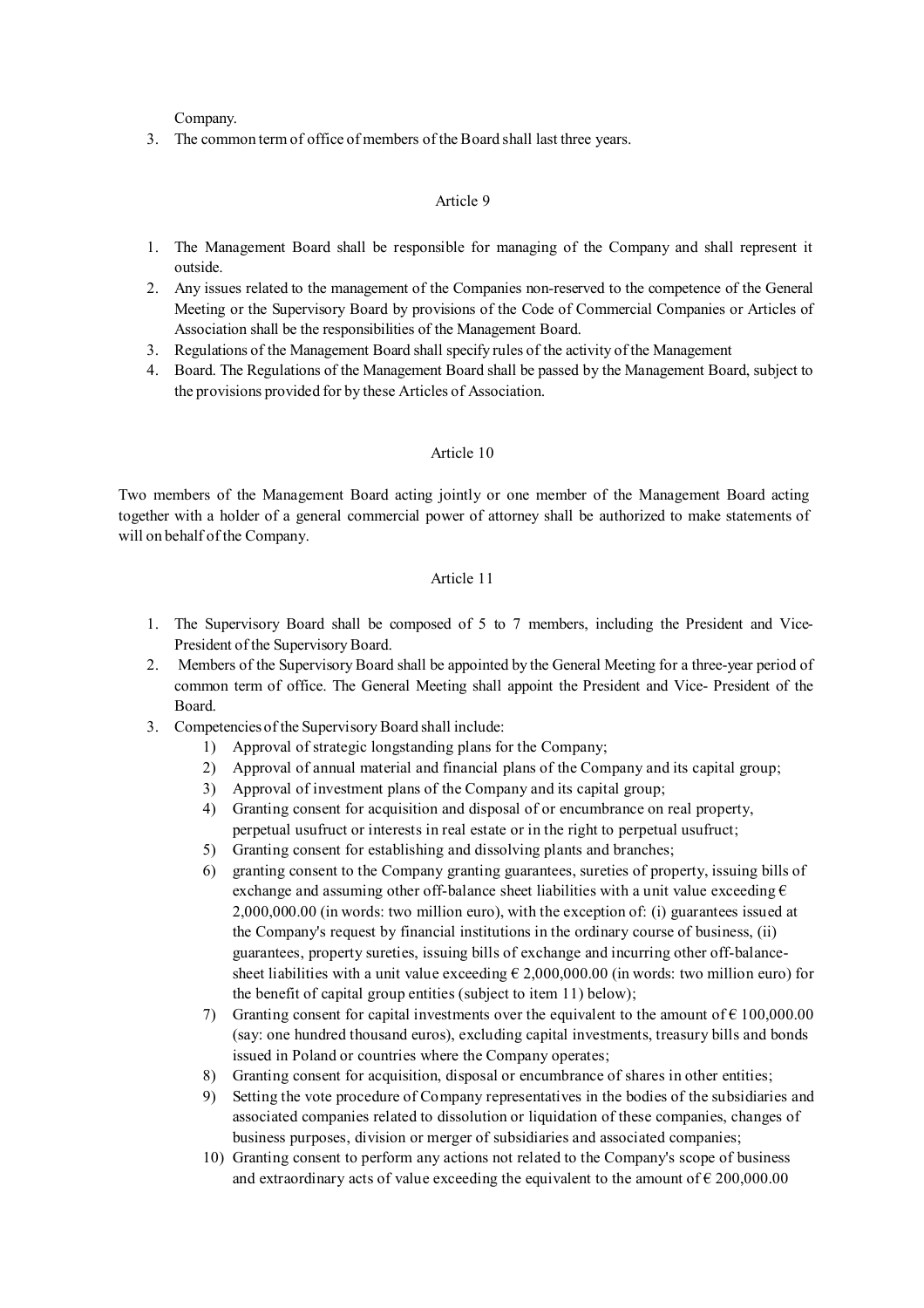Company.

3. The common term of office of members of the Board shall last three years.

## Article 9

1. The Management Board shall be responsible for managing of the Company and shall represent it outside.
2. Any issues related to the management of the Companies non-reserved to the competence of the General Meeting or the Supervisory Board by provisions of the Code of Commercial Companies or Articles of Association shall be the responsibilities of the Management Board.
3. Regulations of the Management Board shall specify rules of the activity of the Management
4. Board. The Regulations of the Management Board shall be passed by the Management Board, subject to the provisions provided for by these Articles of Association.

## Article 10

Two members of the Management Board acting jointly or one member of the Management Board acting together with a holder of a general commercial power of attorney shall be authorized to make statements of will on behalf of the Company.

## Article 11

1. The Supervisory Board shall be composed of 5 to 7 members, including the President and Vice-President of the Supervisory Board.
2. Members of the Supervisory Board shall be appointed by the General Meeting for a three-year period of common term of office. The General Meeting shall appoint the President and Vice- President of the Board.
3. Competencies of the Supervisory Board shall include:
   1) Approval of strategic longstanding plans for the Company;
   2) Approval of annual material and financial plans of the Company and its capital group;
   3) Approval of investment plans of the Company and its capital group;
   4) Granting consent for acquisition and disposal of or encumbrance on real property, perpetual usufruct or interests in real estate or in the right to perpetual usufruct;
   5) Granting consent for establishing and dissolving plants and branches;
   6) granting consent to the Company granting guarantees, sureties of property, issuing bills of exchange and assuming other off-balance sheet liabilities with a unit value exceeding € 2,000,000.00 (in words: two million euro), with the exception of: (i) guarantees issued at the Company's request by financial institutions in the ordinary course of business, (ii) guarantees, property sureties, issuing bills of exchange and incurring other off-balance-sheet liabilities with a unit value exceeding € 2,000,000.00 (in words: two million euro) for the benefit of capital group entities (subject to item 11) below);
   7) Granting consent for capital investments over the equivalent to the amount of € 100,000.00 (say: one hundred thousand euros), excluding capital investments, treasury bills and bonds issued in Poland or countries where the Company operates;
   8) Granting consent for acquisition, disposal or encumbrance of shares in other entities;
   9) Setting the vote procedure of Company representatives in the bodies of the subsidiaries and associated companies related to dissolution or liquidation of these companies, changes of business purposes, division or merger of subsidiaries and associated companies;
   10) Granting consent to perform any actions not related to the Company's scope of business and extraordinary acts of value exceeding the equivalent to the amount of € 200,000.00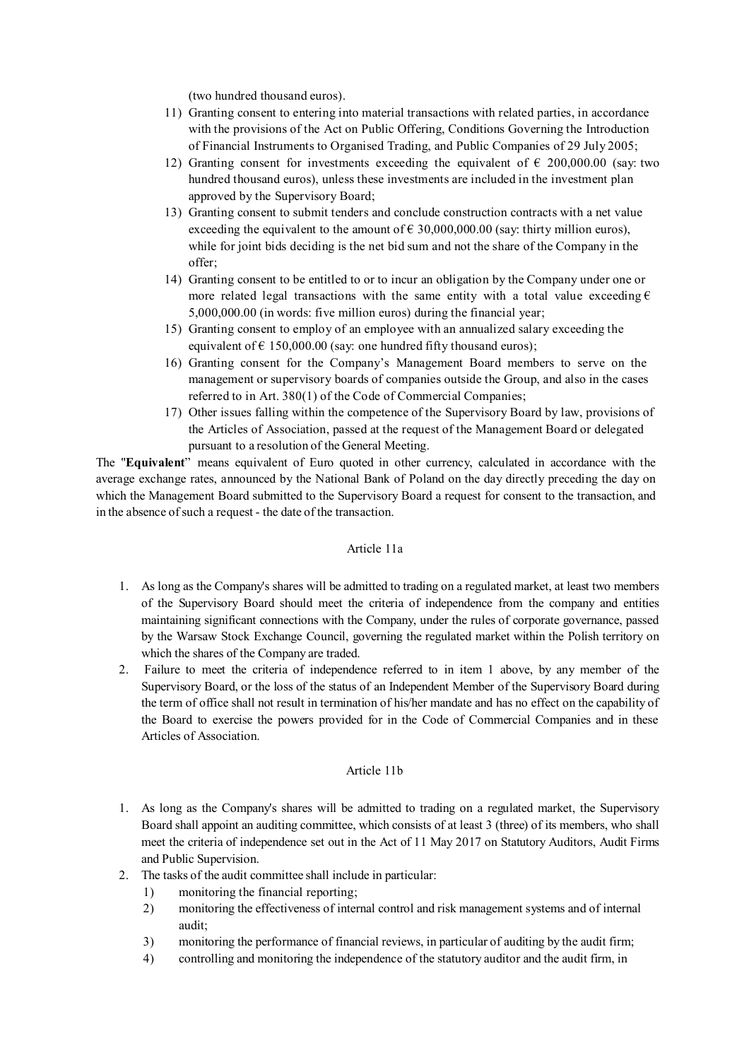(two hundred thousand euros).

11) Granting consent to entering into material transactions with related parties, in accordance with the provisions of the Act on Public Offering, Conditions Governing the Introduction of Financial Instruments to Organised Trading, and Public Companies of 29 July 2005;
12) Granting consent for investments exceeding the equivalent of € 200,000.00 (say: two hundred thousand euros), unless these investments are included in the investment plan approved by the Supervisory Board;
13) Granting consent to submit tenders and conclude construction contracts with a net value exceeding the equivalent to the amount of € 30,000,000.00 (say: thirty million euros), while for joint bids deciding is the net bid sum and not the share of the Company in the offer;
14) Granting consent to be entitled to or to incur an obligation by the Company under one or more related legal transactions with the same entity with a total value exceeding € 5,000,000.00 (in words: five million euros) during the financial year;
15) Granting consent to employ of an employee with an annualized salary exceeding the equivalent of € 150,000.00 (say: one hundred fifty thousand euros);
16) Granting consent for the Company's Management Board members to serve on the management or supervisory boards of companies outside the Group, and also in the cases referred to in Art. 380(1) of the Code of Commercial Companies;
17) Other issues falling within the competence of the Supervisory Board by law, provisions of the Articles of Association, passed at the request of the Management Board or delegated pursuant to a resolution of the General Meeting.

The "**Equivalent**" means equivalent of Euro quoted in other currency, calculated in accordance with the average exchange rates, announced by the National Bank of Poland on the day directly preceding the day on which the Management Board submitted to the Supervisory Board a request for consent to the transaction, and in the absence of such a request - the date of the transaction.

## Article 11a

1. As long as the Company's shares will be admitted to trading on a regulated market, at least two members of the Supervisory Board should meet the criteria of independence from the company and entities maintaining significant connections with the Company, under the rules of corporate governance, passed by the Warsaw Stock Exchange Council, governing the regulated market within the Polish territory on which the shares of the Company are traded.
2. Failure to meet the criteria of independence referred to in item 1 above, by any member of the Supervisory Board, or the loss of the status of an Independent Member of the Supervisory Board during the term of office shall not result in termination of his/her mandate and has no effect on the capability of the Board to exercise the powers provided for in the Code of Commercial Companies and in these Articles of Association.

## Article 11b

1. As long as the Company's shares will be admitted to trading on a regulated market, the Supervisory Board shall appoint an auditing committee, which consists of at least 3 (three) of its members, who shall meet the criteria of independence set out in the Act of 11 May 2017 on Statutory Auditors, Audit Firms and Public Supervision.
2. The tasks of the audit committee shall include in particular:
   1) monitoring the financial reporting;
   2) monitoring the effectiveness of internal control and risk management systems and of internal audit;
   3) monitoring the performance of financial reviews, in particular of auditing by the audit firm;
   4) controlling and monitoring the independence of the statutory auditor and the audit firm, in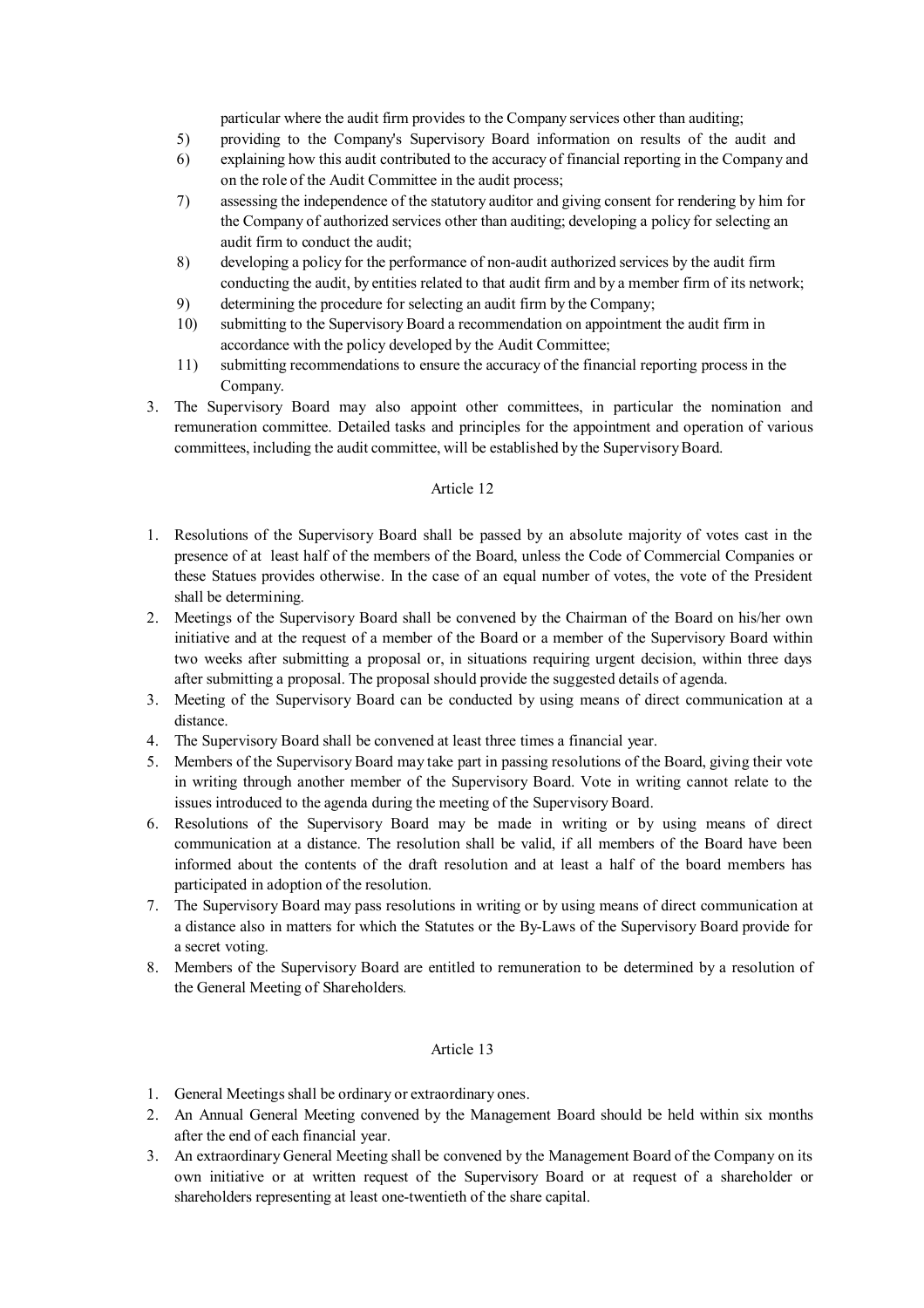particular where the audit firm provides to the Company services other than auditing;

5) providing to the Company's Supervisory Board information on results of the audit and
6) explaining how this audit contributed to the accuracy of financial reporting in the Company and on the role of the Audit Committee in the audit process;
7) assessing the independence of the statutory auditor and giving consent for rendering by him for the Company of authorized services other than auditing; developing a policy for selecting an audit firm to conduct the audit;
8) developing a policy for the performance of non-audit authorized services by the audit firm conducting the audit, by entities related to that audit firm and by a member firm of its network;
9) determining the procedure for selecting an audit firm by the Company;
10) submitting to the Supervisory Board a recommendation on appointment the audit firm in accordance with the policy developed by the Audit Committee;
11) submitting recommendations to ensure the accuracy of the financial reporting process in the Company.

3. The Supervisory Board may also appoint other committees, in particular the nomination and remuneration committee. Detailed tasks and principles for the appointment and operation of various committees, including the audit committee, will be established by the Supervisory Board.

Article 12

1. Resolutions of the Supervisory Board shall be passed by an absolute majority of votes cast in the presence of at least half of the members of the Board, unless the Code of Commercial Companies or these Statues provides otherwise. In the case of an equal number of votes, the vote of the President shall be determining.
2. Meetings of the Supervisory Board shall be convened by the Chairman of the Board on his/her own initiative and at the request of a member of the Board or a member of the Supervisory Board within two weeks after submitting a proposal or, in situations requiring urgent decision, within three days after submitting a proposal. The proposal should provide the suggested details of agenda.
3. Meeting of the Supervisory Board can be conducted by using means of direct communication at a distance.
4. The Supervisory Board shall be convened at least three times a financial year.
5. Members of the Supervisory Board may take part in passing resolutions of the Board, giving their vote in writing through another member of the Supervisory Board. Vote in writing cannot relate to the issues introduced to the agenda during the meeting of the Supervisory Board.
6. Resolutions of the Supervisory Board may be made in writing or by using means of direct communication at a distance. The resolution shall be valid, if all members of the Board have been informed about the contents of the draft resolution and at least a half of the board members has participated in adoption of the resolution.
7. The Supervisory Board may pass resolutions in writing or by using means of direct communication at a distance also in matters for which the Statutes or the By-Laws of the Supervisory Board provide for a secret voting.
8. Members of the Supervisory Board are entitled to remuneration to be determined by a resolution of the General Meeting of Shareholders.

Article 13

1. General Meetings shall be ordinary or extraordinary ones.
2. An Annual General Meeting convened by the Management Board should be held within six months after the end of each financial year.
3. An extraordinary General Meeting shall be convened by the Management Board of the Company on its own initiative or at written request of the Supervisory Board or at request of a shareholder or shareholders representing at least one-twentieth of the share capital.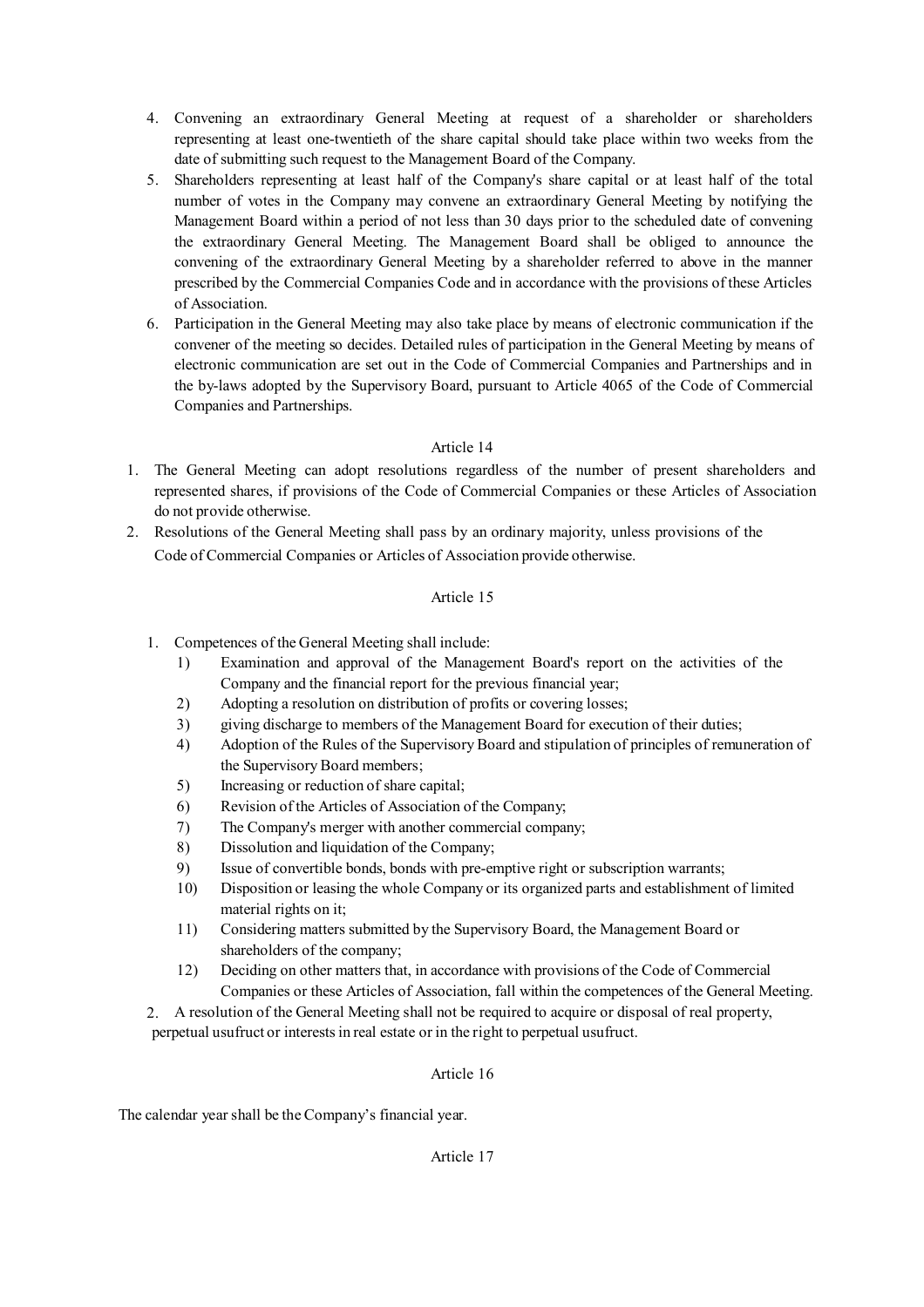4. Convening an extraordinary General Meeting at request of a shareholder or shareholders representing at least one-twentieth of the share capital should take place within two weeks from the date of submitting such request to the Management Board of the Company.
5. Shareholders representing at least half of the Company's share capital or at least half of the total number of votes in the Company may convene an extraordinary General Meeting by notifying the Management Board within a period of not less than 30 days prior to the scheduled date of convening the extraordinary General Meeting. The Management Board shall be obliged to announce the convening of the extraordinary General Meeting by a shareholder referred to above in the manner prescribed by the Commercial Companies Code and in accordance with the provisions of these Articles of Association.
6. Participation in the General Meeting may also take place by means of electronic communication if the convener of the meeting so decides. Detailed rules of participation in the General Meeting by means of electronic communication are set out in the Code of Commercial Companies and Partnerships and in the by-laws adopted by the Supervisory Board, pursuant to Article 4065 of the Code of Commercial Companies and Partnerships.

Article 14

1. The General Meeting can adopt resolutions regardless of the number of present shareholders and represented shares, if provisions of the Code of Commercial Companies or these Articles of Association do not provide otherwise.
2. Resolutions of the General Meeting shall pass by an ordinary majority, unless provisions of the Code of Commercial Companies or Articles of Association provide otherwise.

Article 15

1. Competences of the General Meeting shall include:
   1) Examination and approval of the Management Board's report on the activities of the Company and the financial report for the previous financial year;
   2) Adopting a resolution on distribution of profits or covering losses;
   3) giving discharge to members of the Management Board for execution of their duties;
   4) Adoption of the Rules of the Supervisory Board and stipulation of principles of remuneration of the Supervisory Board members;
   5) Increasing or reduction of share capital;
   6) Revision of the Articles of Association of the Company;
   7) The Company's merger with another commercial company;
   8) Dissolution and liquidation of the Company;
   9) Issue of convertible bonds, bonds with pre-emptive right or subscription warrants;
   10) Disposition or leasing the whole Company or its organized parts and establishment of limited material rights on it;
   11) Considering matters submitted by the Supervisory Board, the Management Board or shareholders of the company;
   12) Deciding on other matters that, in accordance with provisions of the Code of Commercial Companies or these Articles of Association, fall within the competences of the General Meeting.
2. A resolution of the General Meeting shall not be required to acquire or disposal of real property, perpetual usufruct or interests in real estate or in the right to perpetual usufruct.

Article 16

The calendar year shall be the Company's financial year.

Article 17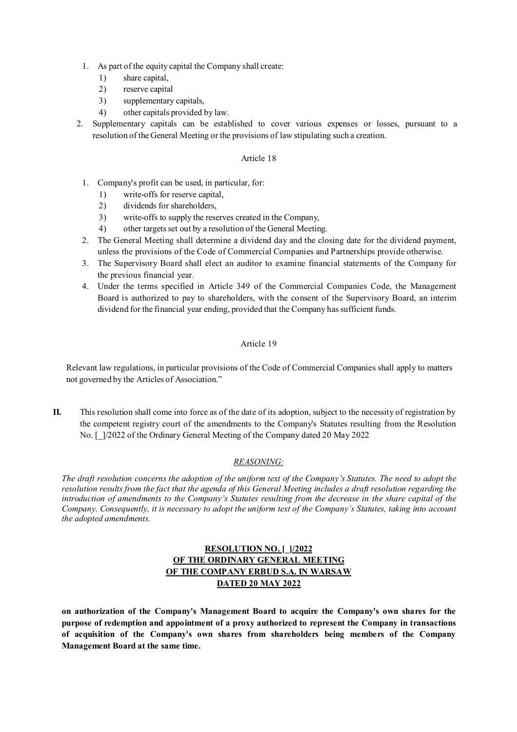1. As part of the equity capital the Company shall create:
   1) share capital,
   2) reserve capital
   3) supplementary capitals,
   4) other capitals provided by law.
2. Supplementary capitals can be established to cover various expenses or losses, pursuant to a resolution of the General Meeting or the provisions of law stipulating such a creation.

Article 18

1. Company's profit can be used, in particular, for:
   1) write-offs for reserve capital,
   2) dividends for shareholders,
   3) write-offs to supply the reserves created in the Company,
   4) other targets set out by a resolution of the General Meeting.
2. The General Meeting shall determine a dividend day and the closing date for the dividend payment, unless the provisions of the Code of Commercial Companies and Partnerships provide otherwise.
3. The Supervisory Board shall elect an auditor to examine financial statements of the Company for the previous financial year.
4. Under the terms specified in Article 349 of the Commercial Companies Code, the Management Board is authorized to pay to shareholders, with the consent of the Supervisory Board, an interim dividend for the financial year ending, provided that the Company has sufficient funds.

Article 19

Relevant law regulations, in particular provisions of the Code of Commercial Companies shall apply to matters not governed by the Articles of Association."

**II.** This resolution shall come into force as of the date of its adoption, subject to the necessity of registration by the competent registry court of the amendments to the Company's Statutes resulting from the Resolution No. [_]/2022 of the Ordinary General Meeting of the Company dated 20 May 2022

*REASONING:*

*The draft resolution concerns the adoption of the uniform text of the Company's Statutes. The need to adopt the resolution results from the fact that the agenda of this General Meeting includes a draft resolution regarding the introduction of amendments to the Company's Statutes resulting from the decrease in the share capital of the Company. Consequently, it is necessary to adopt the uniform text of the Company's Statutes, taking into account the adopted amendments.*

**RESOLUTION NO. [_]/2022**
**OF THE ORDINARY GENERAL MEETING**
**OF THE COMPANY ERBUD S.A. IN WARSAW**
**DATED 20 MAY 2022**

**on authorization of the Company's Management Board to acquire the Company's own shares for the purpose of redemption and appointment of a proxy authorized to represent the Company in transactions of acquisition of the Company's own shares from shareholders being members of the Company Management Board at the same time.**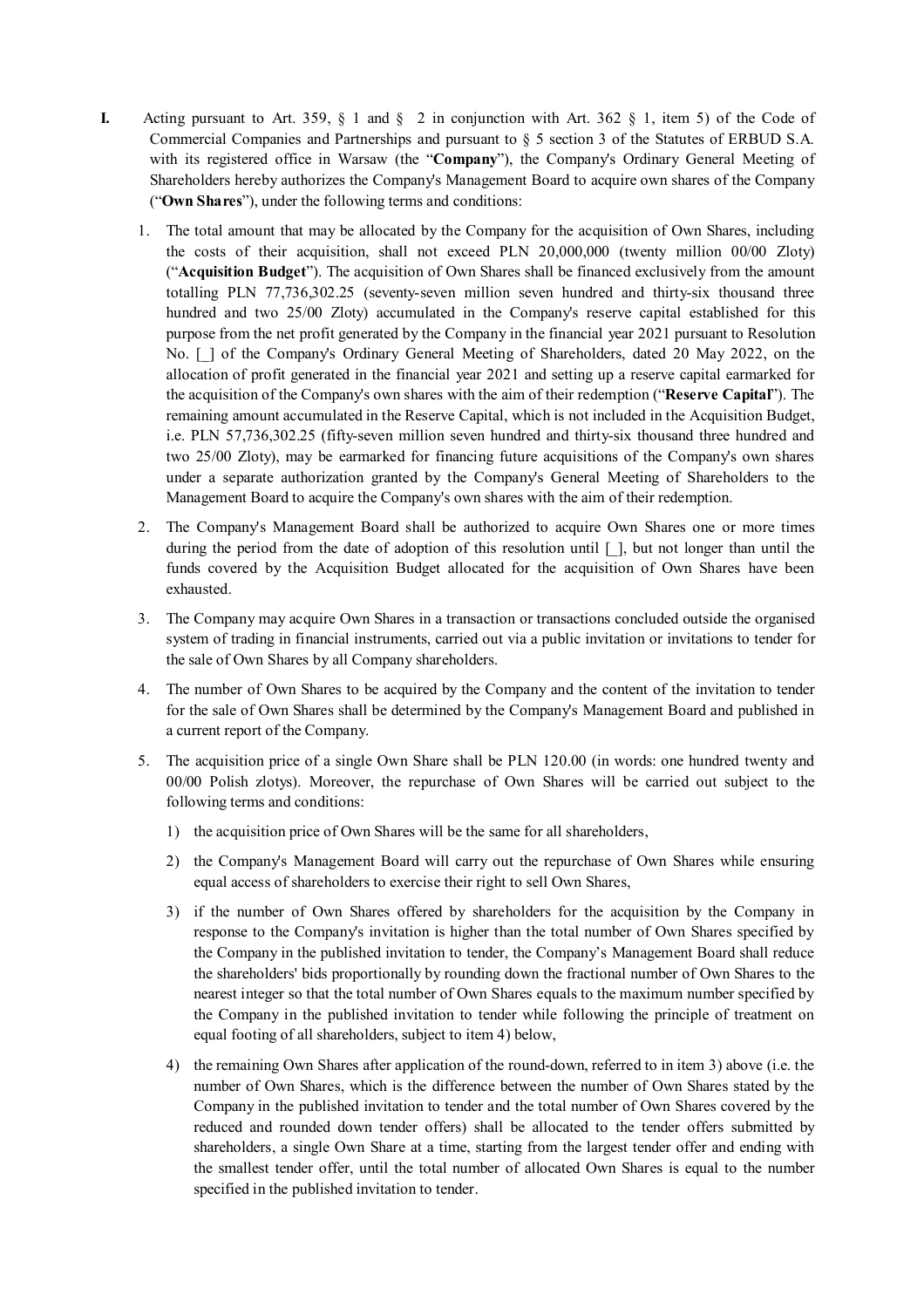**I.** Acting pursuant to Art. 359, § 1 and § 2 in conjunction with Art. 362 § 1, item 5) of the Code of Commercial Companies and Partnerships and pursuant to § 5 section 3 of the Statutes of ERBUD S.A. with its registered office in Warsaw (the "**Company**"), the Company's Ordinary General Meeting of Shareholders hereby authorizes the Company's Management Board to acquire own shares of the Company ("**Own Shares**"), under the following terms and conditions:

1. The total amount that may be allocated by the Company for the acquisition of Own Shares, including the costs of their acquisition, shall not exceed PLN 20,000,000 (twenty million 00/00 Zloty) ("**Acquisition Budget**"). The acquisition of Own Shares shall be financed exclusively from the amount totalling PLN 77,736,302.25 (seventy-seven million seven hundred and thirty-six thousand three hundred and two 25/00 Zloty) accumulated in the Company's reserve capital established for this purpose from the net profit generated by the Company in the financial year 2021 pursuant to Resolution No. [_] of the Company's Ordinary General Meeting of Shareholders, dated 20 May 2022, on the allocation of profit generated in the financial year 2021 and setting up a reserve capital earmarked for the acquisition of the Company's own shares with the aim of their redemption ("**Reserve Capital**"). The remaining amount accumulated in the Reserve Capital, which is not included in the Acquisition Budget, i.e. PLN 57,736,302.25 (fifty-seven million seven hundred and thirty-six thousand three hundred and two 25/00 Zloty), may be earmarked for financing future acquisitions of the Company's own shares under a separate authorization granted by the Company's General Meeting of Shareholders to the Management Board to acquire the Company's own shares with the aim of their redemption.
2. The Company's Management Board shall be authorized to acquire Own Shares one or more times during the period from the date of adoption of this resolution until [_], but not longer than until the funds covered by the Acquisition Budget allocated for the acquisition of Own Shares have been exhausted.
3. The Company may acquire Own Shares in a transaction or transactions concluded outside the organised system of trading in financial instruments, carried out via a public invitation or invitations to tender for the sale of Own Shares by all Company shareholders.
4. The number of Own Shares to be acquired by the Company and the content of the invitation to tender for the sale of Own Shares shall be determined by the Company's Management Board and published in a current report of the Company.
5. The acquisition price of a single Own Share shall be PLN 120.00 (in words: one hundred twenty and 00/00 Polish zlotys). Moreover, the repurchase of Own Shares will be carried out subject to the following terms and conditions:
   1) the acquisition price of Own Shares will be the same for all shareholders,
   2) the Company's Management Board will carry out the repurchase of Own Shares while ensuring equal access of shareholders to exercise their right to sell Own Shares,
   3) if the number of Own Shares offered by shareholders for the acquisition by the Company in response to the Company's invitation is higher than the total number of Own Shares specified by the Company in the published invitation to tender, the Company's Management Board shall reduce the shareholders' bids proportionally by rounding down the fractional number of Own Shares to the nearest integer so that the total number of Own Shares equals to the maximum number specified by the Company in the published invitation to tender while following the principle of treatment on equal footing of all shareholders, subject to item 4) below,
   4) the remaining Own Shares after application of the round-down, referred to in item 3) above (i.e. the number of Own Shares, which is the difference between the number of Own Shares stated by the Company in the published invitation to tender and the total number of Own Shares covered by the reduced and rounded down tender offers) shall be allocated to the tender offers submitted by shareholders, a single Own Share at a time, starting from the largest tender offer and ending with the smallest tender offer, until the total number of allocated Own Shares is equal to the number specified in the published invitation to tender.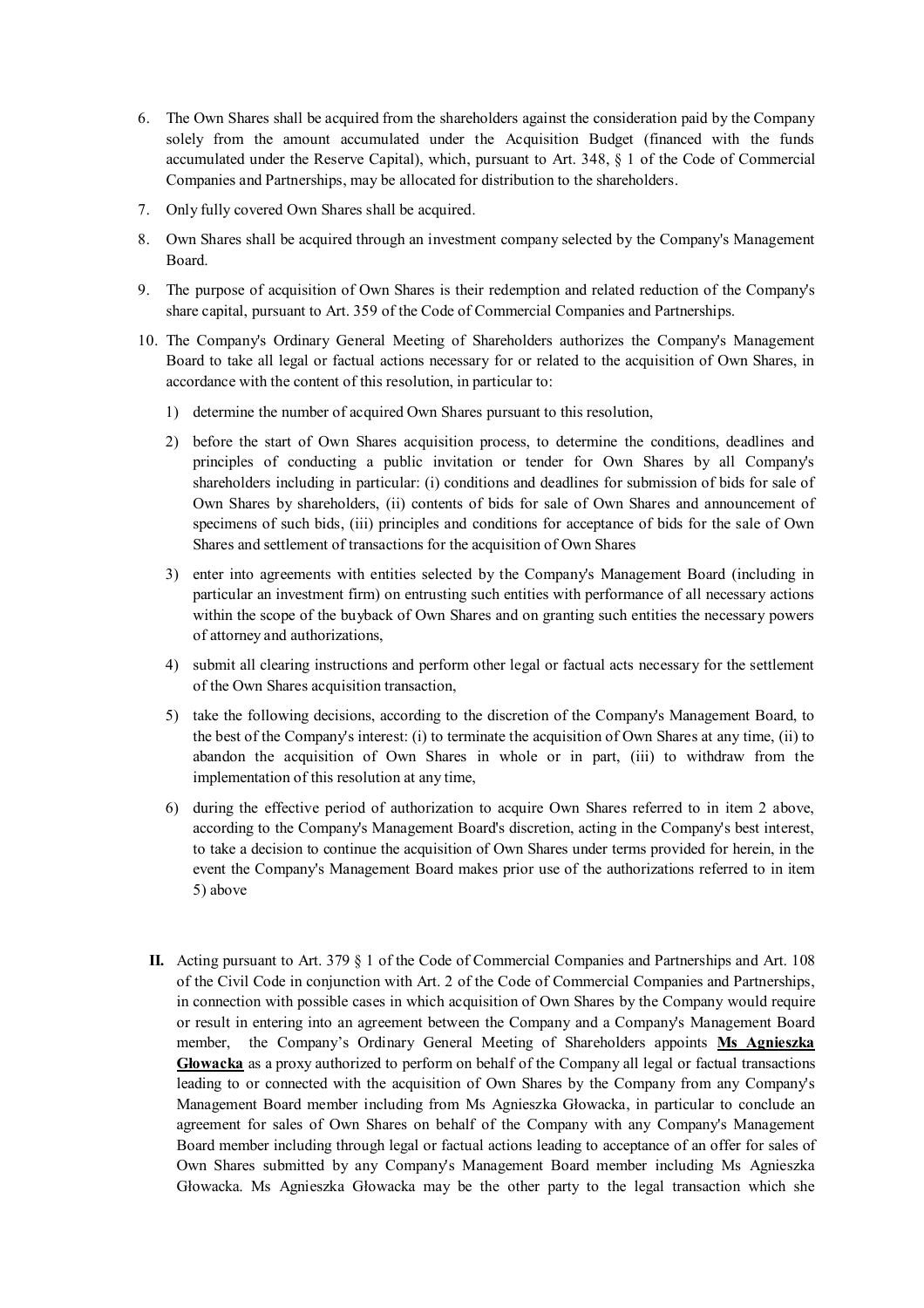6. The Own Shares shall be acquired from the shareholders against the consideration paid by the Company solely from the amount accumulated under the Acquisition Budget (financed with the funds accumulated under the Reserve Capital), which, pursuant to Art. 348, § 1 of the Code of Commercial Companies and Partnerships, may be allocated for distribution to the shareholders.
7. Only fully covered Own Shares shall be acquired.
8. Own Shares shall be acquired through an investment company selected by the Company's Management Board.
9. The purpose of acquisition of Own Shares is their redemption and related reduction of the Company's share capital, pursuant to Art. 359 of the Code of Commercial Companies and Partnerships.
10. The Company's Ordinary General Meeting of Shareholders authorizes the Company's Management Board to take all legal or factual actions necessary for or related to the acquisition of Own Shares, in accordance with the content of this resolution, in particular to:
    1) determine the number of acquired Own Shares pursuant to this resolution,
    2) before the start of Own Shares acquisition process, to determine the conditions, deadlines and principles of conducting a public invitation or tender for Own Shares by all Company's shareholders including in particular: (i) conditions and deadlines for submission of bids for sale of Own Shares by shareholders, (ii) contents of bids for sale of Own Shares and announcement of specimens of such bids, (iii) principles and conditions for acceptance of bids for the sale of Own Shares and settlement of transactions for the acquisition of Own Shares
    3) enter into agreements with entities selected by the Company's Management Board (including in particular an investment firm) on entrusting such entities with performance of all necessary actions within the scope of the buyback of Own Shares and on granting such entities the necessary powers of attorney and authorizations,
    4) submit all clearing instructions and perform other legal or factual acts necessary for the settlement of the Own Shares acquisition transaction,
    5) take the following decisions, according to the discretion of the Company's Management Board, to the best of the Company's interest: (i) to terminate the acquisition of Own Shares at any time, (ii) to abandon the acquisition of Own Shares in whole or in part, (iii) to withdraw from the implementation of this resolution at any time,
    6) during the effective period of authorization to acquire Own Shares referred to in item 2 above, according to the Company's Management Board's discretion, acting in the Company's best interest, to take a decision to continue the acquisition of Own Shares under terms provided for herein, in the event the Company's Management Board makes prior use of the authorizations referred to in item 5) above

**II.** Acting pursuant to Art. 379 § 1 of the Code of Commercial Companies and Partnerships and Art. 108 of the Civil Code in conjunction with Art. 2 of the Code of Commercial Companies and Partnerships, in connection with possible cases in which acquisition of Own Shares by the Company would require or result in entering into an agreement between the Company and a Company's Management Board member, the Company's Ordinary General Meeting of Shareholders appoints **Ms Agnieszka Głowacka** as a proxy authorized to perform on behalf of the Company all legal or factual transactions leading to or connected with the acquisition of Own Shares by the Company from any Company's Management Board member including from Ms Agnieszka Głowacka, in particular to conclude an agreement for sales of Own Shares on behalf of the Company with any Company's Management Board member including through legal or factual actions leading to acceptance of an offer for sales of Own Shares submitted by any Company's Management Board member including Ms Agnieszka Głowacka. Ms Agnieszka Głowacka may be the other party to the legal transaction which she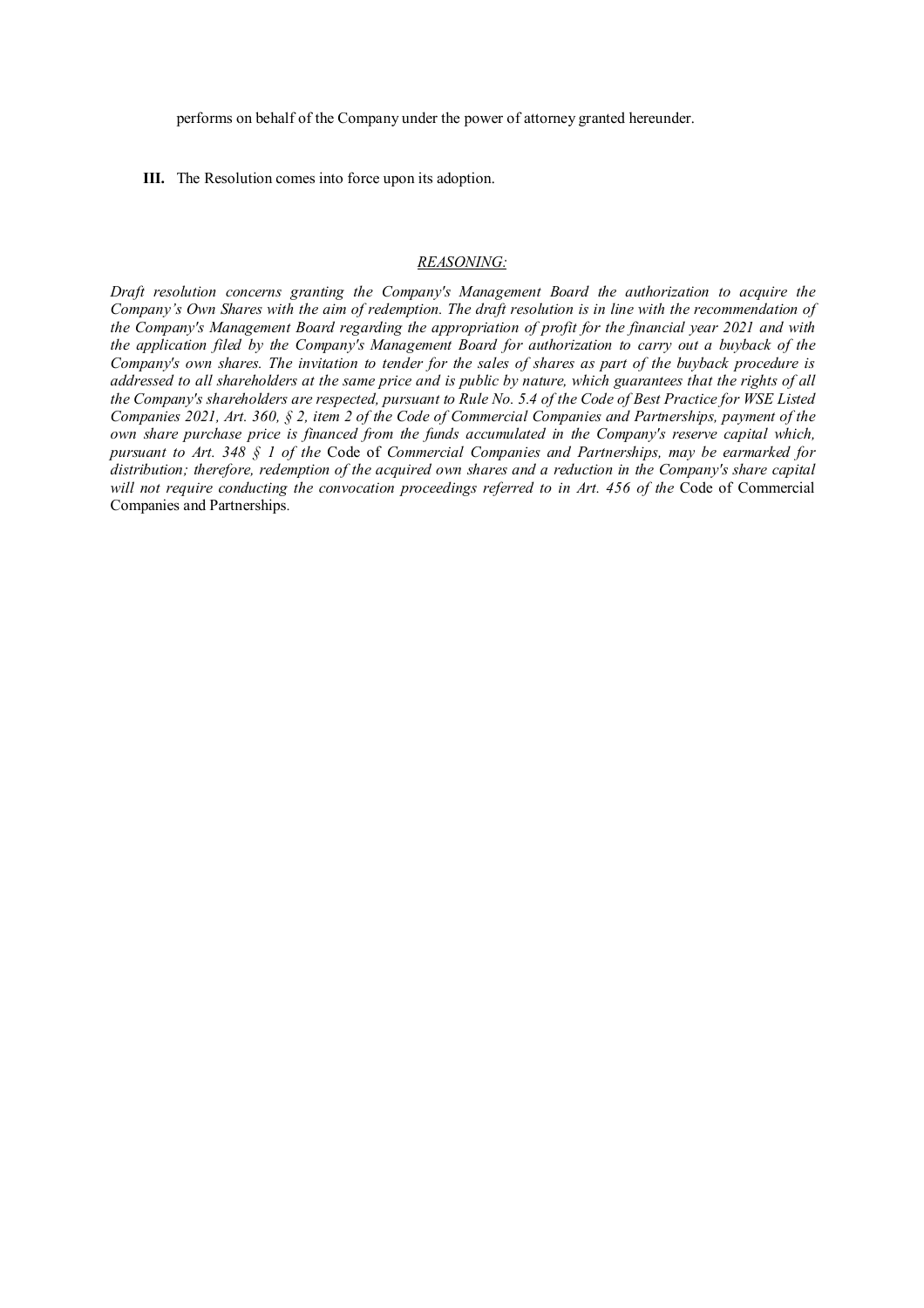performs on behalf of the Company under the power of attorney granted hereunder.

**III.** The Resolution comes into force upon its adoption.

<u>*REASONING:*</u>

*Draft resolution concerns granting the Company's Management Board the authorization to acquire the Company's Own Shares with the aim of redemption. The draft resolution is in line with the recommendation of the Company's Management Board regarding the appropriation of profit for the financial year 2021 and with the application filed by the Company's Management Board for authorization to carry out a buyback of the Company's own shares. The invitation to tender for the sales of shares as part of the buyback procedure is addressed to all shareholders at the same price and is public by nature, which guarantees that the rights of all the Company's shareholders are respected, pursuant to Rule No. 5.4 of the Code of Best Practice for WSE Listed Companies 2021, Art. 360, § 2, item 2 of the Code of Commercial Companies and Partnerships, payment of the own share purchase price is financed from the funds accumulated in the Company's reserve capital which, pursuant to Art. 348 § 1 of the* Code of *Commercial Companies and Partnerships, may be earmarked for distribution; therefore, redemption of the acquired own shares and a reduction in the Company's share capital will not require conducting the convocation proceedings referred to in Art. 456 of the* Code of Commercial Companies and Partnerships.